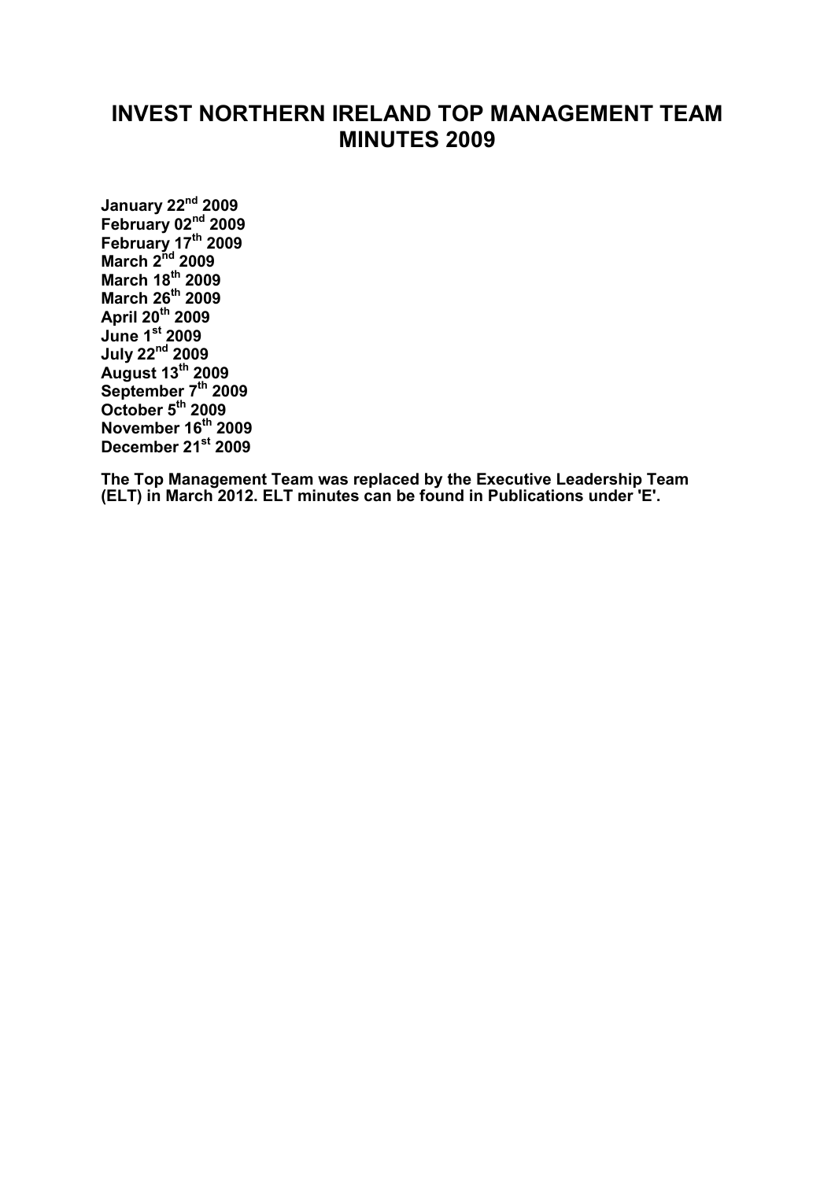# INVEST NORTHERN IRELAND TOP MANAGEMENT TEAM MINUTES 2009

**January 22nd 2009**
**February 02nd 2009**
**February 17th 2009**
**March 2nd 2009**
**March 18th 2009**
**March 26th 2009**
**April 20th 2009**
**June 1st 2009**
**July 22nd 2009**
**August 13th 2009**
**September 7th 2009**
**October 5th 2009**
**November 16th 2009**
**December 21st 2009**

**The Top Management Team was replaced by the Executive Leadership Team (ELT) in March 2012. ELT minutes can be found in Publications under 'E'.**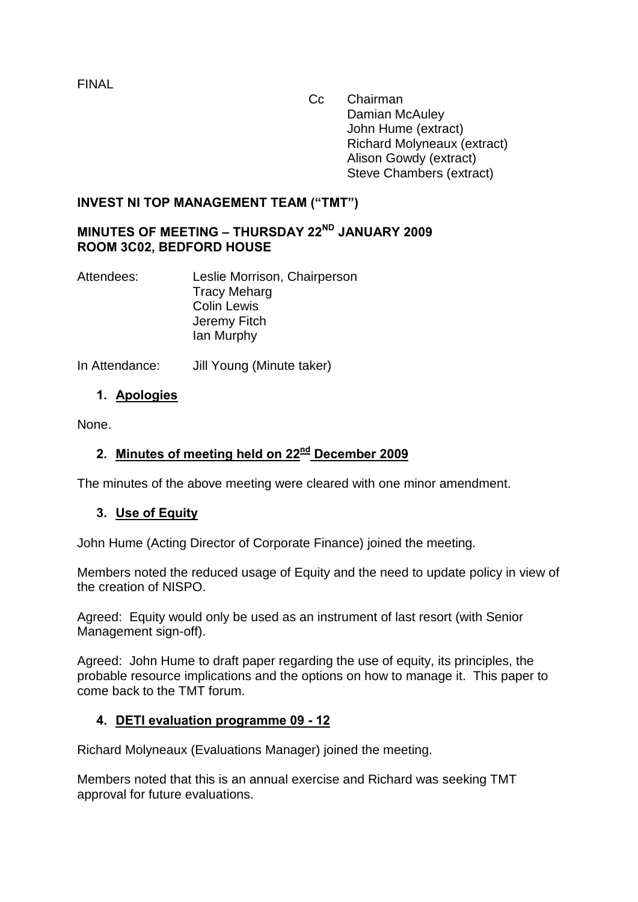FINAL

Cc Chairman
Damian McAuley
John Hume (extract)
Richard Molyneaux (extract)
Alison Gowdy (extract)
Steve Chambers (extract)

**INVEST NI TOP MANAGEMENT TEAM ("TMT")**

**MINUTES OF MEETING – THURSDAY 22ND JANUARY 2009**
**ROOM 3C02, BEDFORD HOUSE**

Attendees: Leslie Morrison, Chairperson
Tracy Meharg
Colin Lewis
Jeremy Fitch
Ian Murphy

In Attendance: Jill Young (Minute taker)

1. **Apologies**

None.

2. **Minutes of meeting held on 22nd December 2009**

The minutes of the above meeting were cleared with one minor amendment.

3. **Use of Equity**

John Hume (Acting Director of Corporate Finance) joined the meeting.

Members noted the reduced usage of Equity and the need to update policy in view of the creation of NISPO.

Agreed: Equity would only be used as an instrument of last resort (with Senior Management sign-off).

Agreed: John Hume to draft paper regarding the use of equity, its principles, the probable resource implications and the options on how to manage it. This paper to come back to the TMT forum.

4. **DETI evaluation programme 09 - 12**

Richard Molyneaux (Evaluations Manager) joined the meeting.

Members noted that this is an annual exercise and Richard was seeking TMT approval for future evaluations.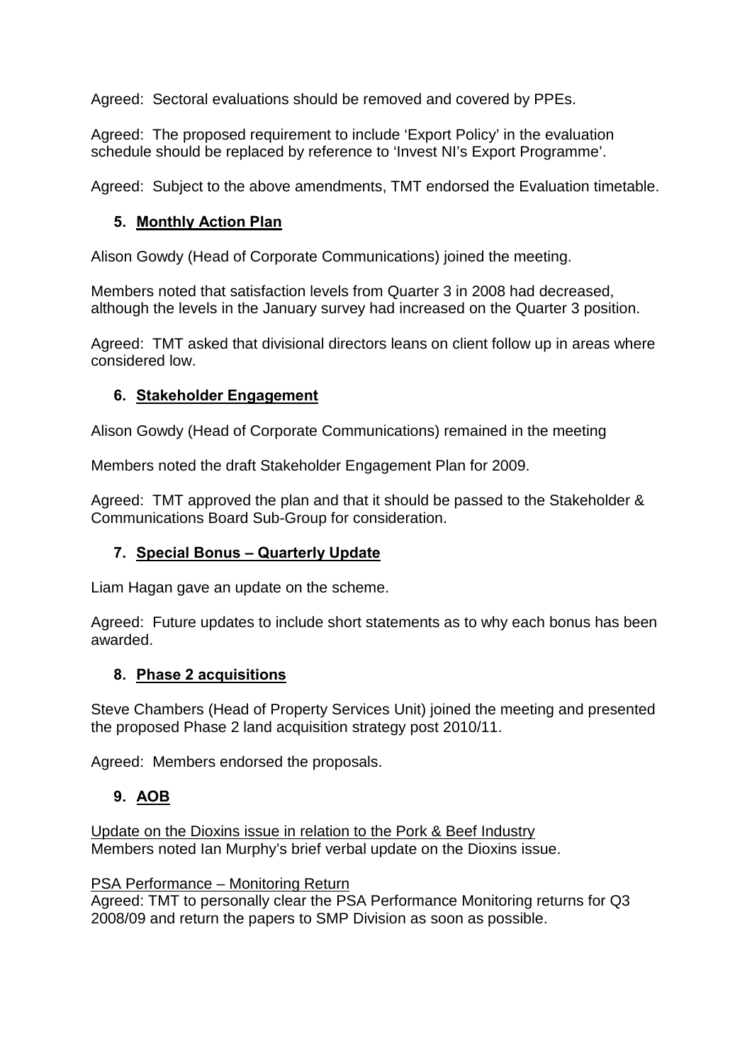Agreed: Sectoral evaluations should be removed and covered by PPEs.

Agreed: The proposed requirement to include ‘Export Policy’ in the evaluation schedule should be replaced by reference to ‘Invest NI’s Export Programme’.

Agreed: Subject to the above amendments, TMT endorsed the Evaluation timetable.

## 5. <u>Monthly Action Plan</u>

Alison Gowdy (Head of Corporate Communications) joined the meeting.

Members noted that satisfaction levels from Quarter 3 in 2008 had decreased, although the levels in the January survey had increased on the Quarter 3 position.

Agreed: TMT asked that divisional directors leans on client follow up in areas where considered low.

## 6. <u>Stakeholder Engagement</u>

Alison Gowdy (Head of Corporate Communications) remained in the meeting

Members noted the draft Stakeholder Engagement Plan for 2009.

Agreed: TMT approved the plan and that it should be passed to the Stakeholder & Communications Board Sub-Group for consideration.

## 7. <u>Special Bonus – Quarterly Update</u>

Liam Hagan gave an update on the scheme.

Agreed: Future updates to include short statements as to why each bonus has been awarded.

## 8. <u>Phase 2 acquisitions</u>

Steve Chambers (Head of Property Services Unit) joined the meeting and presented the proposed Phase 2 land acquisition strategy post 2010/11.

Agreed: Members endorsed the proposals.

## 9. <u>AOB</u>

<u>Update on the Dioxins issue in relation to the Pork & Beef Industry</u>
Members noted Ian Murphy’s brief verbal update on the Dioxins issue.

<u>PSA Performance – Monitoring Return</u>
Agreed: TMT to personally clear the PSA Performance Monitoring returns for Q3 2008/09 and return the papers to SMP Division as soon as possible.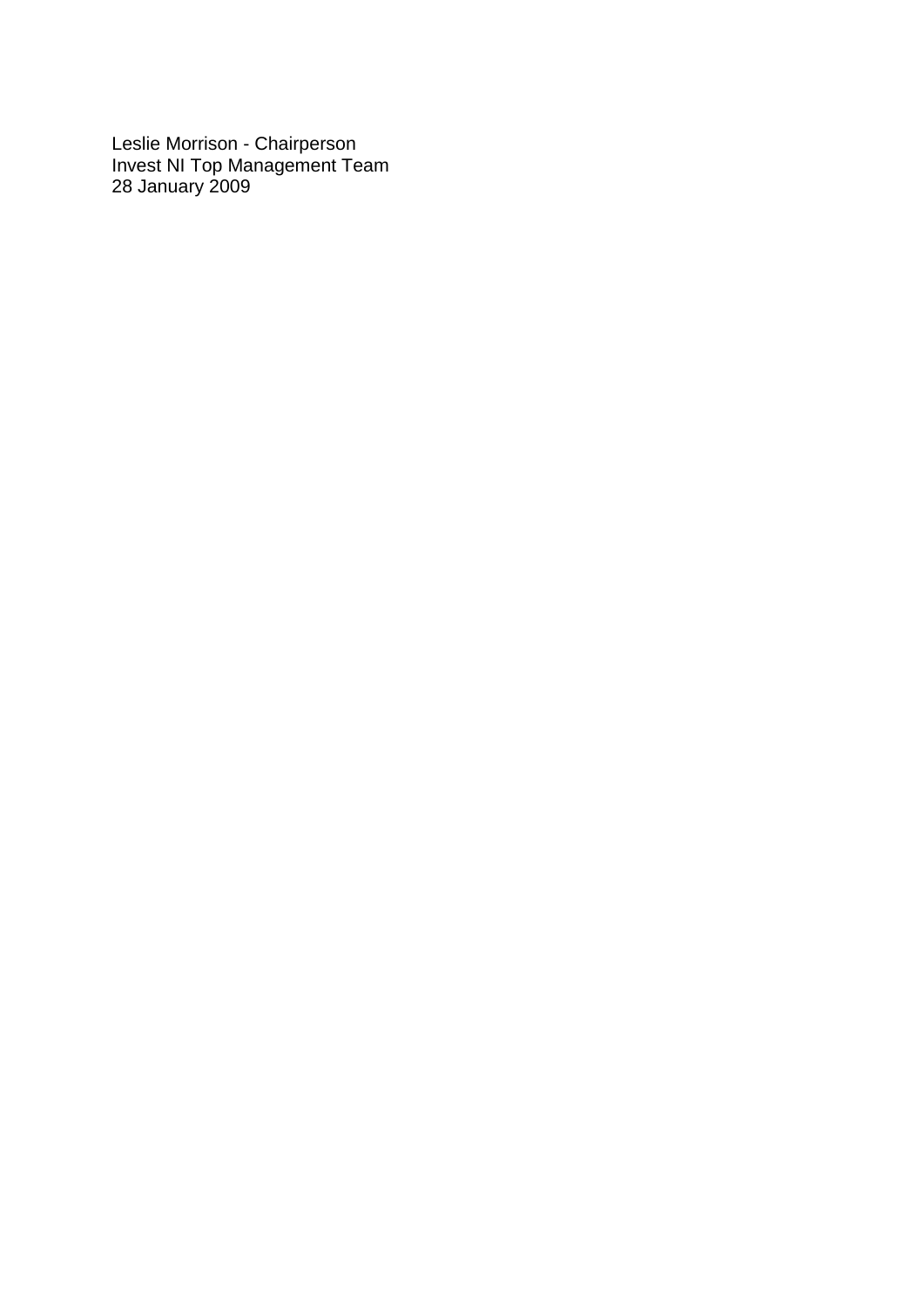Leslie Morrison - Chairperson
Invest NI Top Management Team
28 January 2009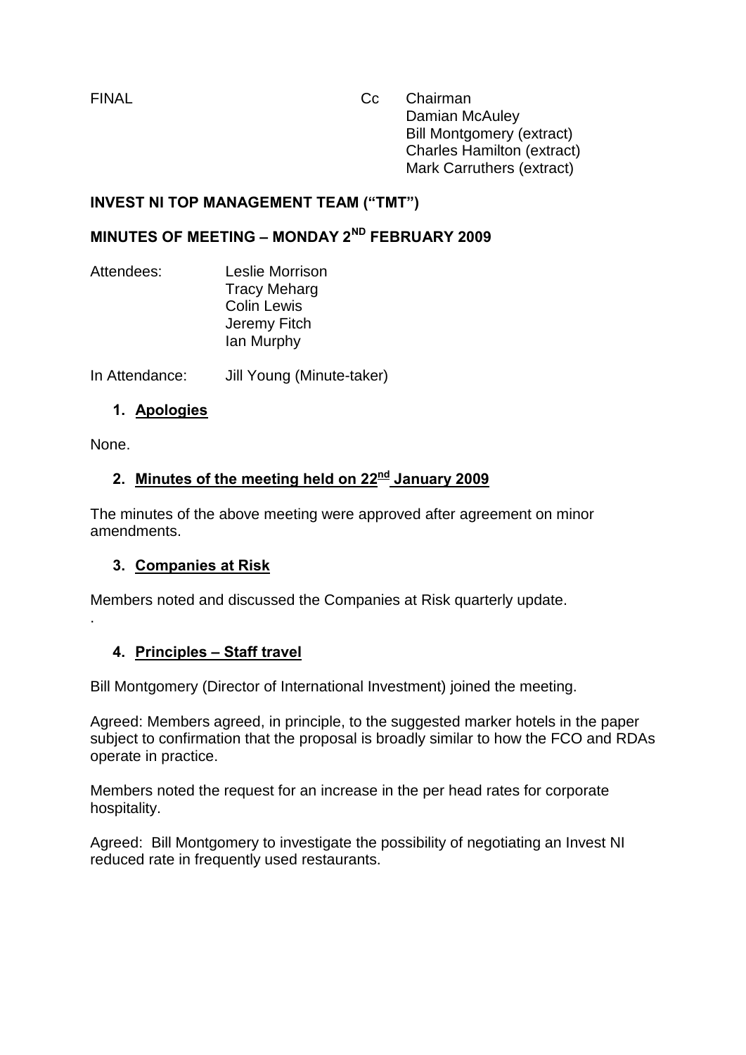FINAL

Cc Chairman
Damian McAuley
Bill Montgomery (extract)
Charles Hamilton (extract)
Mark Carruthers (extract)

**INVEST NI TOP MANAGEMENT TEAM ("TMT")**

**MINUTES OF MEETING – MONDAY 2ND FEBRUARY 2009**

Attendees: Leslie Morrison
Tracy Meharg
Colin Lewis
Jeremy Fitch
Ian Murphy

In Attendance: Jill Young (Minute-taker)

1. **Apologies**

None.

2. **Minutes of the meeting held on 22nd January 2009**

The minutes of the above meeting were approved after agreement on minor amendments.

3. **Companies at Risk**

Members noted and discussed the Companies at Risk quarterly update.

.

4. **Principles – Staff travel**

Bill Montgomery (Director of International Investment) joined the meeting.

Agreed: Members agreed, in principle, to the suggested marker hotels in the paper subject to confirmation that the proposal is broadly similar to how the FCO and RDAs operate in practice.

Members noted the request for an increase in the per head rates for corporate hospitality.

Agreed: Bill Montgomery to investigate the possibility of negotiating an Invest NI reduced rate in frequently used restaurants.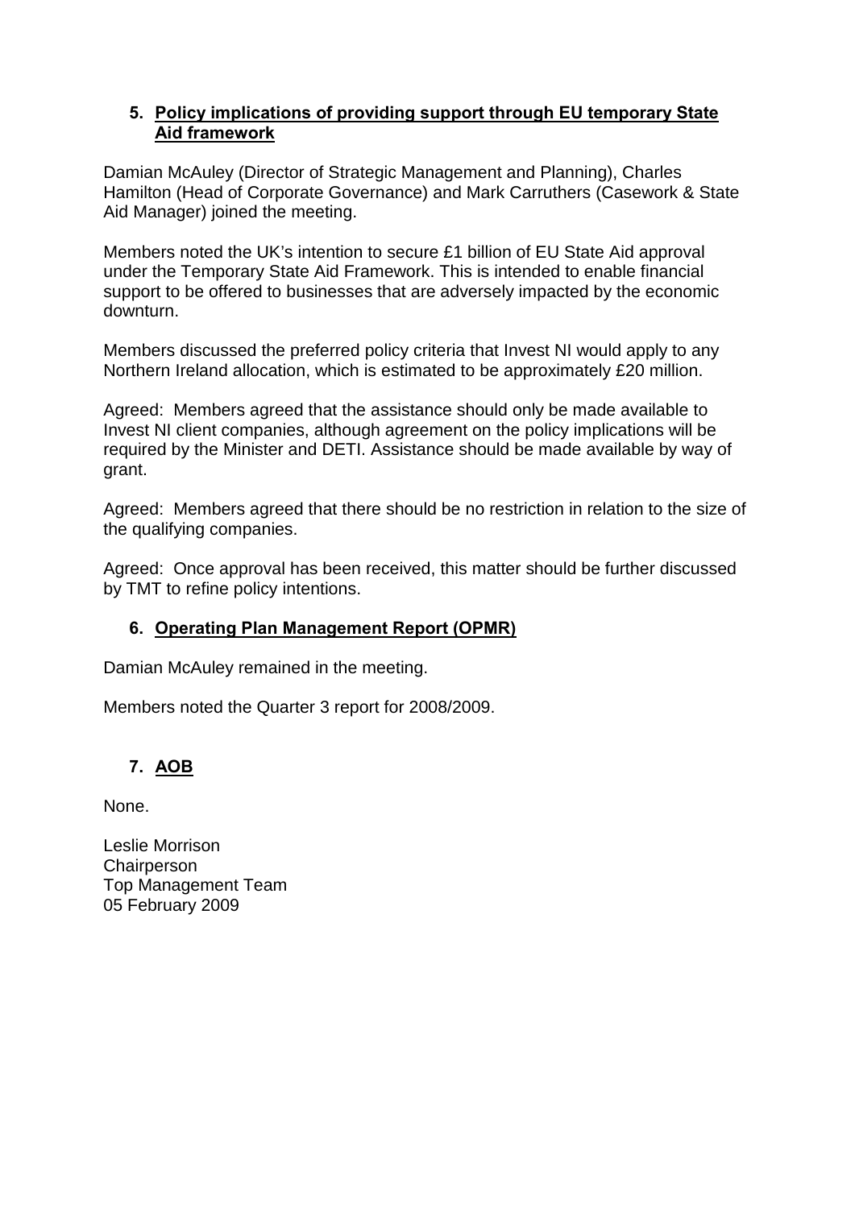## 5. Policy implications of providing support through EU temporary State Aid framework

Damian McAuley (Director of Strategic Management and Planning), Charles Hamilton (Head of Corporate Governance) and Mark Carruthers (Casework & State Aid Manager) joined the meeting.

Members noted the UK's intention to secure £1 billion of EU State Aid approval under the Temporary State Aid Framework. This is intended to enable financial support to be offered to businesses that are adversely impacted by the economic downturn.

Members discussed the preferred policy criteria that Invest NI would apply to any Northern Ireland allocation, which is estimated to be approximately £20 million.

Agreed: Members agreed that the assistance should only be made available to Invest NI client companies, although agreement on the policy implications will be required by the Minister and DETI. Assistance should be made available by way of grant.

Agreed: Members agreed that there should be no restriction in relation to the size of the qualifying companies.

Agreed: Once approval has been received, this matter should be further discussed by TMT to refine policy intentions.

## 6. Operating Plan Management Report (OPMR)

Damian McAuley remained in the meeting.

Members noted the Quarter 3 report for 2008/2009.

## 7. AOB

None.

Leslie Morrison
Chairperson
Top Management Team
05 February 2009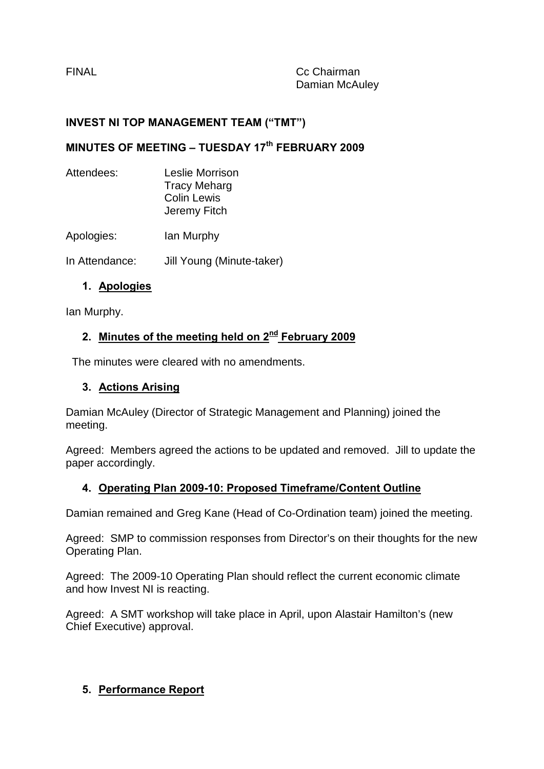FINAL

Cc Chairman
Damian McAuley

**INVEST NI TOP MANAGEMENT TEAM ("TMT")**

**MINUTES OF MEETING – TUESDAY 17th FEBRUARY 2009**

Attendees: Leslie Morrison
Tracy Meharg
Colin Lewis
Jeremy Fitch

Apologies: Ian Murphy

In Attendance: Jill Young (Minute-taker)

1. **Apologies**

Ian Murphy.

2. **Minutes of the meeting held on 2nd February 2009**

The minutes were cleared with no amendments.

3. **Actions Arising**

Damian McAuley (Director of Strategic Management and Planning) joined the meeting.

Agreed: Members agreed the actions to be updated and removed. Jill to update the paper accordingly.

4. **Operating Plan 2009-10: Proposed Timeframe/Content Outline**

Damian remained and Greg Kane (Head of Co-Ordination team) joined the meeting.

Agreed: SMP to commission responses from Director's on their thoughts for the new Operating Plan.

Agreed: The 2009-10 Operating Plan should reflect the current economic climate and how Invest NI is reacting.

Agreed: A SMT workshop will take place in April, upon Alastair Hamilton's (new Chief Executive) approval.

5. **Performance Report**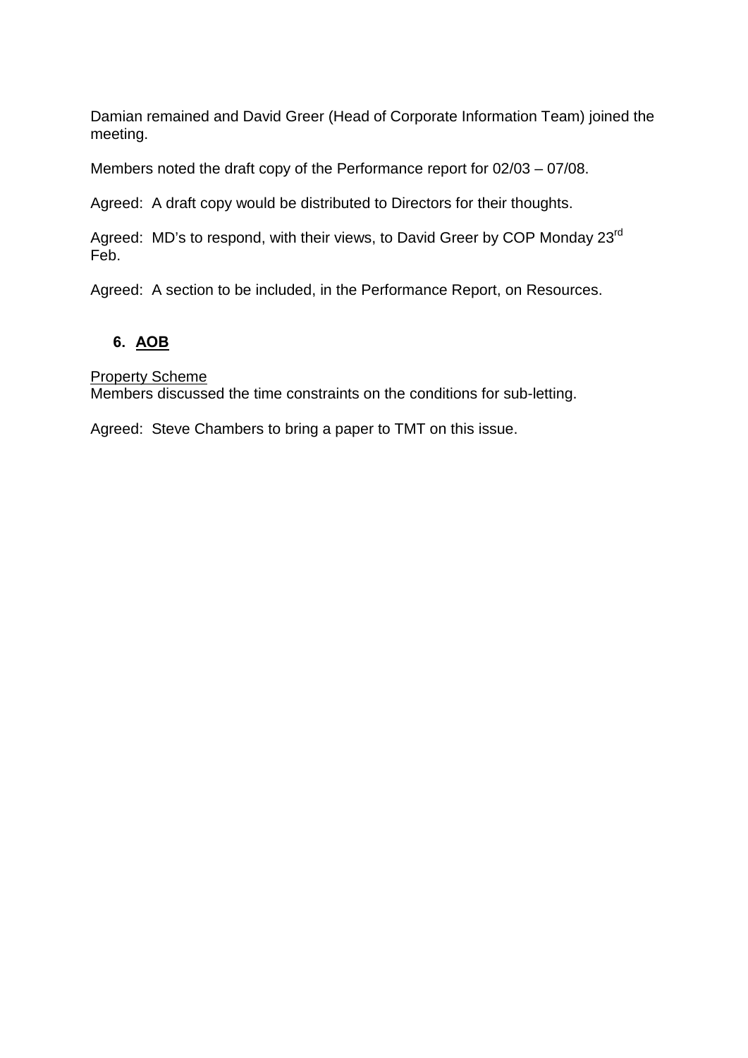Damian remained and David Greer (Head of Corporate Information Team) joined the meeting.

Members noted the draft copy of the Performance report for 02/03 – 07/08.

Agreed: A draft copy would be distributed to Directors for their thoughts.

Agreed: MD's to respond, with their views, to David Greer by COP Monday 23rd Feb.

Agreed: A section to be included, in the Performance Report, on Resources.

## 6. AOB

Property Scheme
Members discussed the time constraints on the conditions for sub-letting.

Agreed: Steve Chambers to bring a paper to TMT on this issue.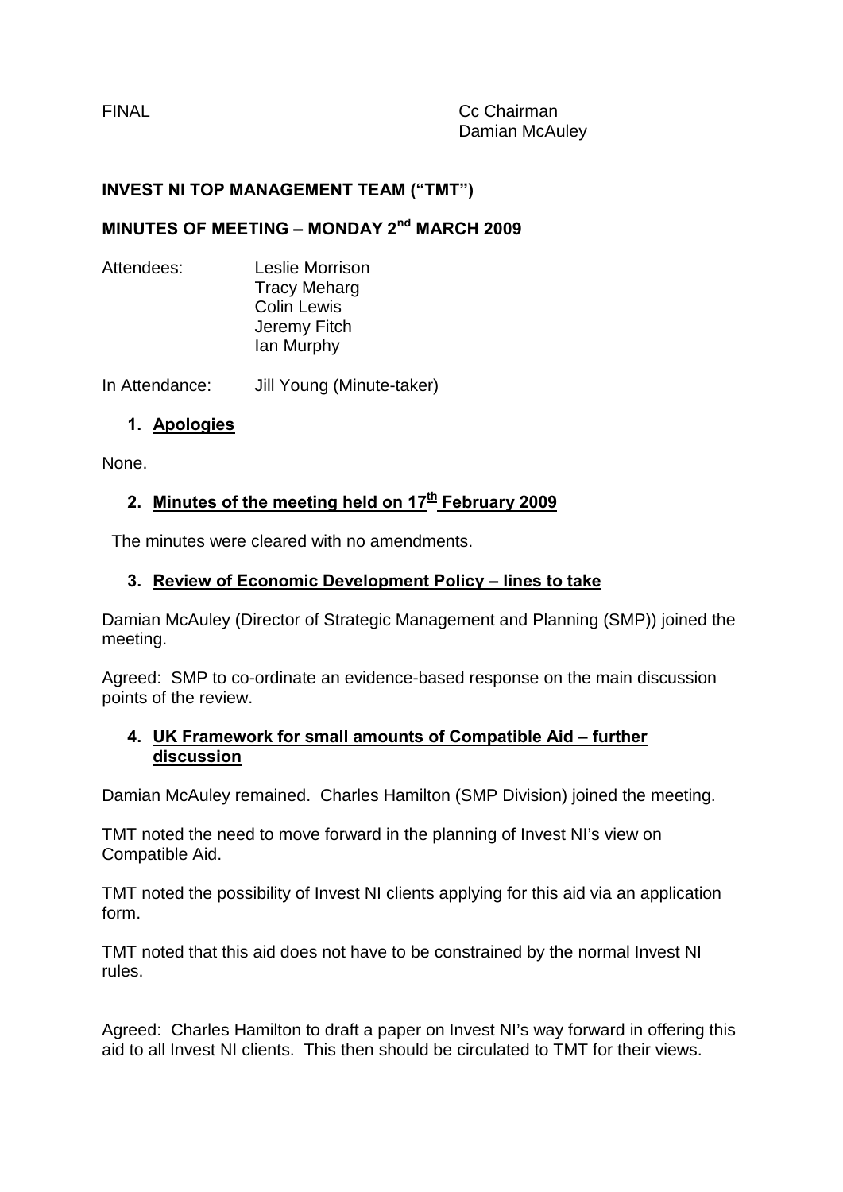FINAL

Cc Chairman
Damian McAuley

## INVEST NI TOP MANAGEMENT TEAM ("TMT")

## MINUTES OF MEETING – MONDAY 2nd MARCH 2009

Attendees: Leslie Morrison
Tracy Meharg
Colin Lewis
Jeremy Fitch
Ian Murphy

In Attendance: Jill Young (Minute-taker)

### 1. Apologies

None.

### 2. Minutes of the meeting held on 17th February 2009

The minutes were cleared with no amendments.

### 3. Review of Economic Development Policy – lines to take

Damian McAuley (Director of Strategic Management and Planning (SMP)) joined the meeting.

Agreed: SMP to co-ordinate an evidence-based response on the main discussion points of the review.

### 4. UK Framework for small amounts of Compatible Aid – further discussion

Damian McAuley remained. Charles Hamilton (SMP Division) joined the meeting.

TMT noted the need to move forward in the planning of Invest NI's view on Compatible Aid.

TMT noted the possibility of Invest NI clients applying for this aid via an application form.

TMT noted that this aid does not have to be constrained by the normal Invest NI rules.

Agreed: Charles Hamilton to draft a paper on Invest NI's way forward in offering this aid to all Invest NI clients. This then should be circulated to TMT for their views.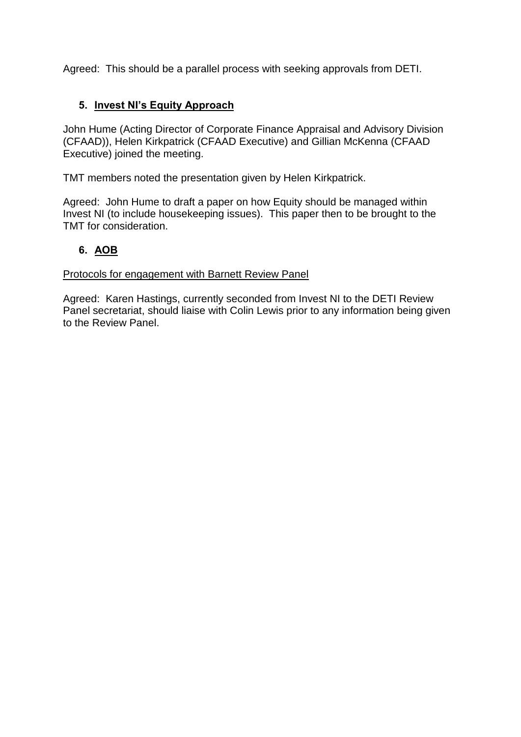Agreed: This should be a parallel process with seeking approvals from DETI.

## 5. Invest NI's Equity Approach

John Hume (Acting Director of Corporate Finance Appraisal and Advisory Division (CFAAD)), Helen Kirkpatrick (CFAAD Executive) and Gillian McKenna (CFAAD Executive) joined the meeting.

TMT members noted the presentation given by Helen Kirkpatrick.

Agreed: John Hume to draft a paper on how Equity should be managed within Invest NI (to include housekeeping issues). This paper then to be brought to the TMT for consideration.

## 6. AOB

Protocols for engagement with Barnett Review Panel

Agreed: Karen Hastings, currently seconded from Invest NI to the DETI Review Panel secretariat, should liaise with Colin Lewis prior to any information being given to the Review Panel.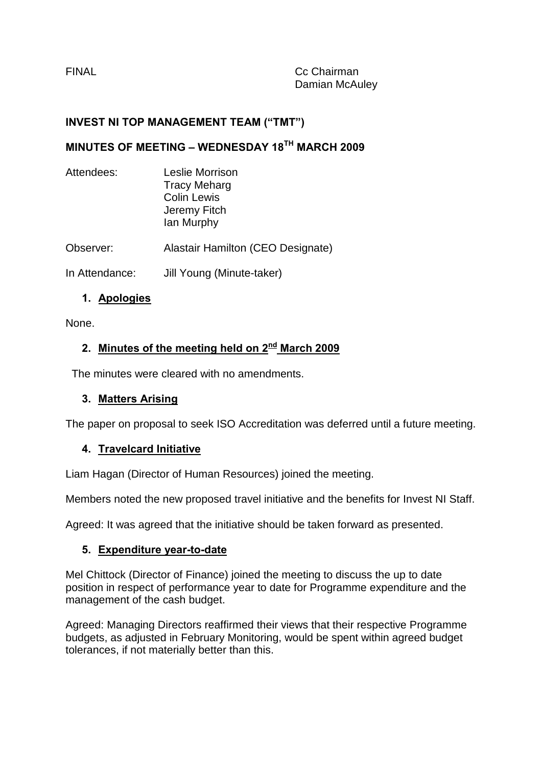FINAL

Cc Chairman
Damian McAuley

**INVEST NI TOP MANAGEMENT TEAM ("TMT")**

**MINUTES OF MEETING – WEDNESDAY 18TH MARCH 2009**

Attendees: Leslie Morrison
Tracy Meharg
Colin Lewis
Jeremy Fitch
Ian Murphy

Observer: Alastair Hamilton (CEO Designate)

In Attendance: Jill Young (Minute-taker)

1. **Apologies**

None.

2. **Minutes of the meeting held on 2nd March 2009**

The minutes were cleared with no amendments.

3. **Matters Arising**

The paper on proposal to seek ISO Accreditation was deferred until a future meeting.

4. **Travelcard Initiative**

Liam Hagan (Director of Human Resources) joined the meeting.

Members noted the new proposed travel initiative and the benefits for Invest NI Staff.

Agreed: It was agreed that the initiative should be taken forward as presented.

5. **Expenditure year-to-date**

Mel Chittock (Director of Finance) joined the meeting to discuss the up to date position in respect of performance year to date for Programme expenditure and the management of the cash budget.

Agreed: Managing Directors reaffirmed their views that their respective Programme budgets, as adjusted in February Monitoring, would be spent within agreed budget tolerances, if not materially better than this.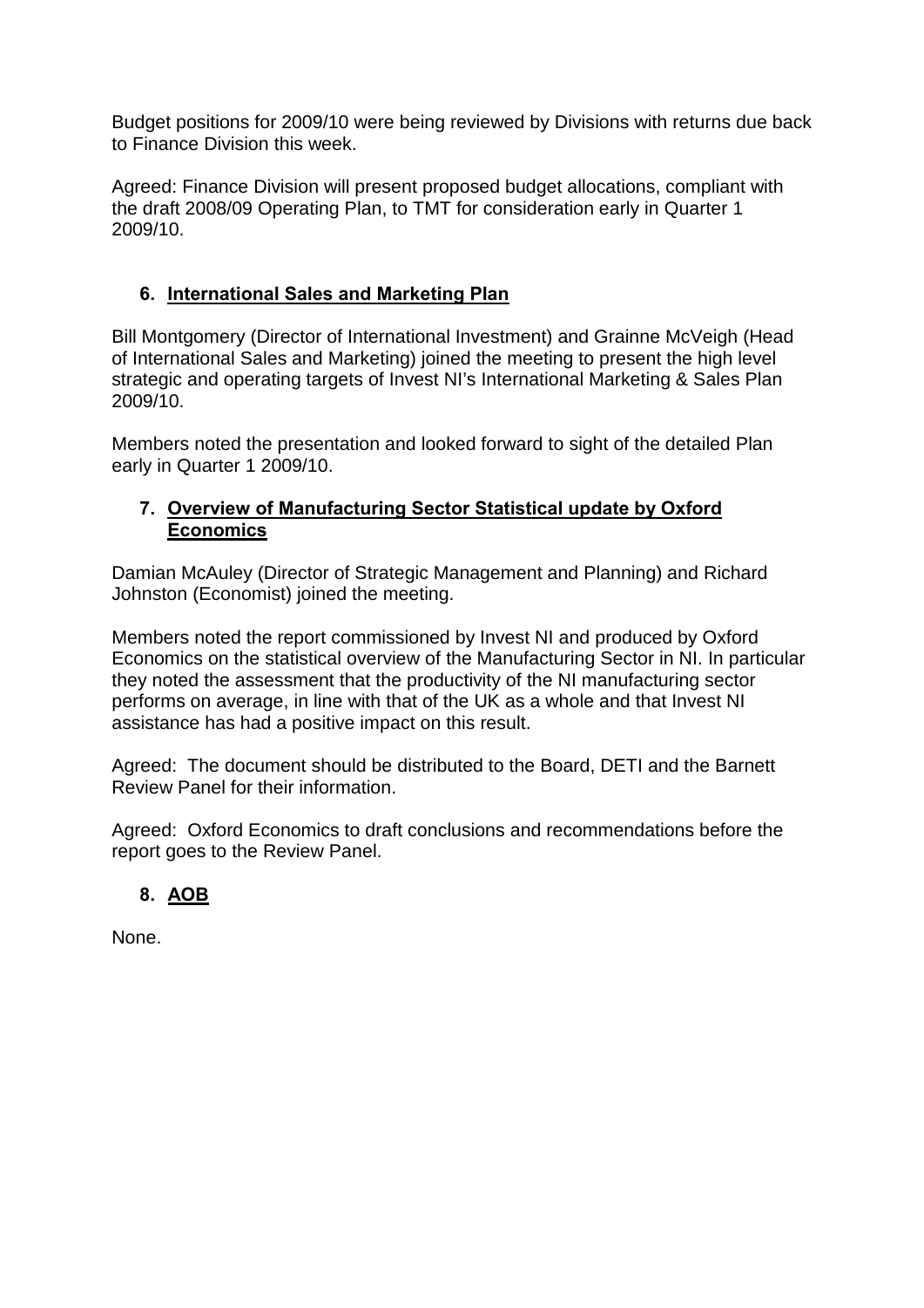Budget positions for 2009/10 were being reviewed by Divisions with returns due back to Finance Division this week.

Agreed: Finance Division will present proposed budget allocations, compliant with the draft 2008/09 Operating Plan, to TMT for consideration early in Quarter 1 2009/10.

### 6. International Sales and Marketing Plan

Bill Montgomery (Director of International Investment) and Grainne McVeigh (Head of International Sales and Marketing) joined the meeting to present the high level strategic and operating targets of Invest NI's International Marketing & Sales Plan 2009/10.

Members noted the presentation and looked forward to sight of the detailed Plan early in Quarter 1 2009/10.

### 7. Overview of Manufacturing Sector Statistical update by Oxford Economics

Damian McAuley (Director of Strategic Management and Planning) and Richard Johnston (Economist) joined the meeting.

Members noted the report commissioned by Invest NI and produced by Oxford Economics on the statistical overview of the Manufacturing Sector in NI. In particular they noted the assessment that the productivity of the NI manufacturing sector performs on average, in line with that of the UK as a whole and that Invest NI assistance has had a positive impact on this result.

Agreed: The document should be distributed to the Board, DETI and the Barnett Review Panel for their information.

Agreed: Oxford Economics to draft conclusions and recommendations before the report goes to the Review Panel.

### 8. AOB

None.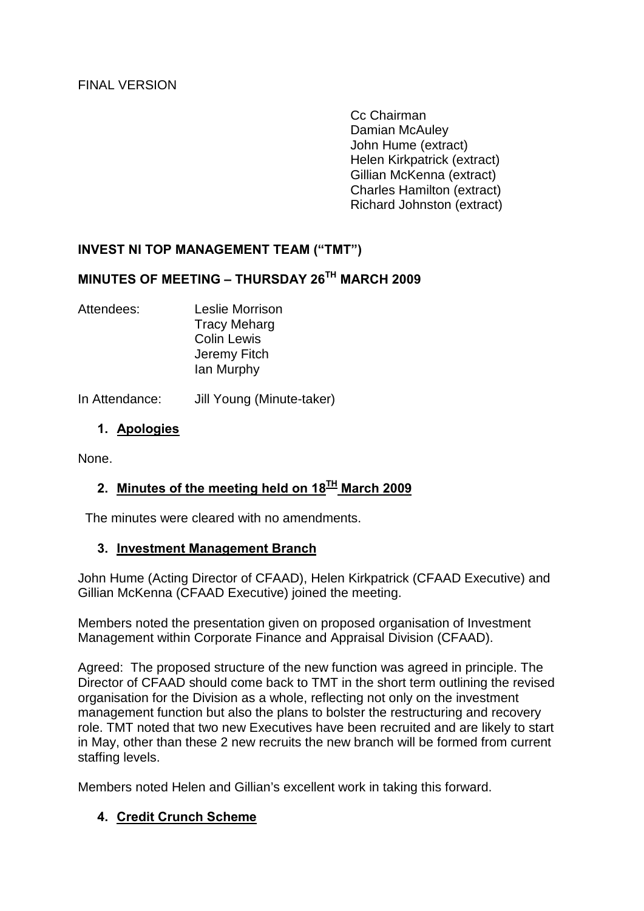FINAL VERSION

Cc Chairman
Damian McAuley
John Hume (extract)
Helen Kirkpatrick (extract)
Gillian McKenna (extract)
Charles Hamilton (extract)
Richard Johnston (extract)

**INVEST NI TOP MANAGEMENT TEAM ("TMT")**

**MINUTES OF MEETING – THURSDAY 26TH MARCH 2009**

Attendees: Leslie Morrison
Tracy Meharg
Colin Lewis
Jeremy Fitch
Ian Murphy

In Attendance: Jill Young (Minute-taker)

1. **Apologies**

None.

2. **Minutes of the meeting held on 18TH March 2009**

The minutes were cleared with no amendments.

3. **Investment Management Branch**

John Hume (Acting Director of CFAAD), Helen Kirkpatrick (CFAAD Executive) and Gillian McKenna (CFAAD Executive) joined the meeting.

Members noted the presentation given on proposed organisation of Investment Management within Corporate Finance and Appraisal Division (CFAAD).

Agreed: The proposed structure of the new function was agreed in principle. The Director of CFAAD should come back to TMT in the short term outlining the revised organisation for the Division as a whole, reflecting not only on the investment management function but also the plans to bolster the restructuring and recovery role. TMT noted that two new Executives have been recruited and are likely to start in May, other than these 2 new recruits the new branch will be formed from current staffing levels.

Members noted Helen and Gillian's excellent work in taking this forward.

4. **Credit Crunch Scheme**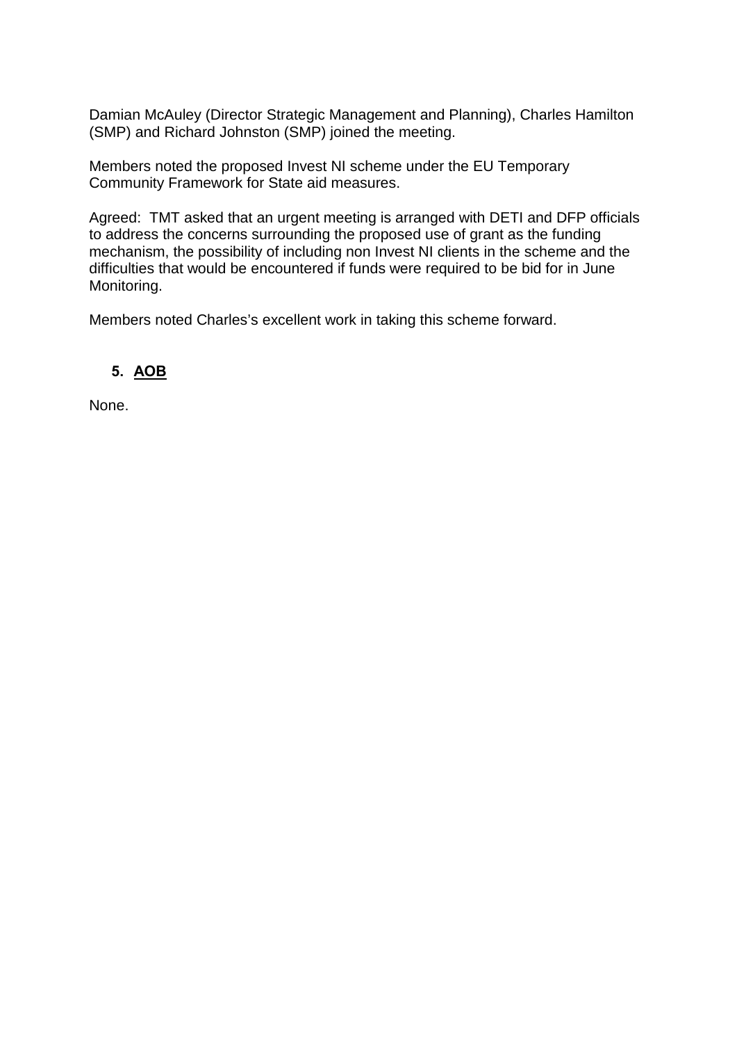Damian McAuley (Director Strategic Management and Planning), Charles Hamilton (SMP) and Richard Johnston (SMP) joined the meeting.

Members noted the proposed Invest NI scheme under the EU Temporary Community Framework for State aid measures.

Agreed: TMT asked that an urgent meeting is arranged with DETI and DFP officials to address the concerns surrounding the proposed use of grant as the funding mechanism, the possibility of including non Invest NI clients in the scheme and the difficulties that would be encountered if funds were required to be bid for in June Monitoring.

Members noted Charles's excellent work in taking this scheme forward.

## 5. **AOB**

None.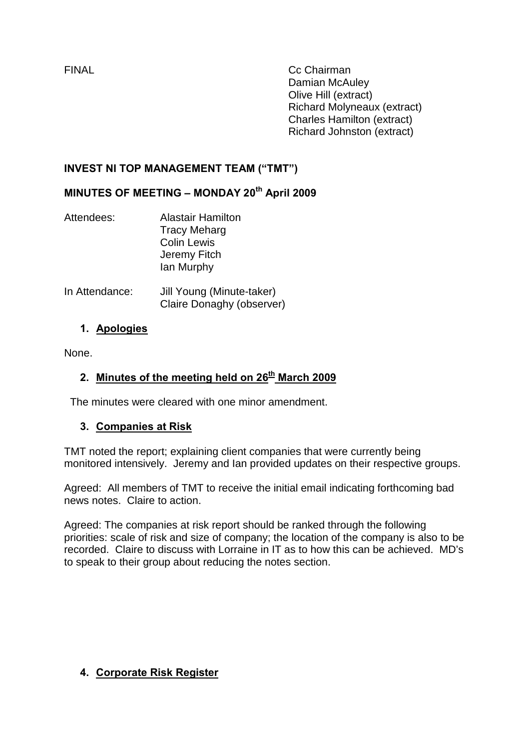FINAL

Cc Chairman
Damian McAuley
Olive Hill (extract)
Richard Molyneaux (extract)
Charles Hamilton (extract)
Richard Johnston (extract)

**INVEST NI TOP MANAGEMENT TEAM ("TMT")**

**MINUTES OF MEETING – MONDAY 20th April 2009**

Attendees: Alastair Hamilton
Tracy Meharg
Colin Lewis
Jeremy Fitch
Ian Murphy

In Attendance: Jill Young (Minute-taker)
Claire Donaghy (observer)

1. **Apologies**

None.

2. **Minutes of the meeting held on 26th March 2009**

The minutes were cleared with one minor amendment.

3. **Companies at Risk**

TMT noted the report; explaining client companies that were currently being monitored intensively. Jeremy and Ian provided updates on their respective groups.

Agreed: All members of TMT to receive the initial email indicating forthcoming bad news notes. Claire to action.

Agreed: The companies at risk report should be ranked through the following priorities: scale of risk and size of company; the location of the company is also to be recorded. Claire to discuss with Lorraine in IT as to how this can be achieved. MD's to speak to their group about reducing the notes section.

4. **Corporate Risk Register**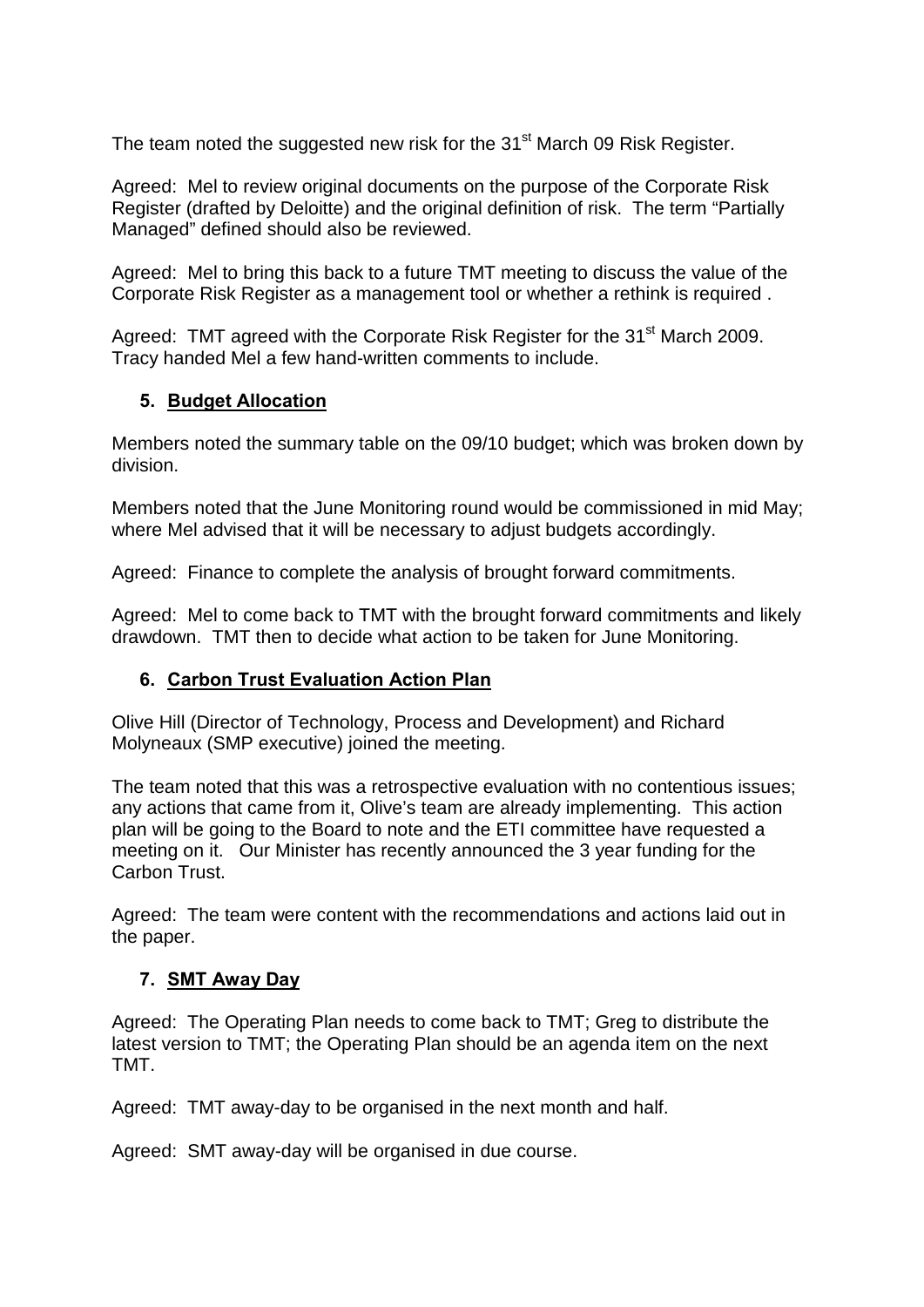The team noted the suggested new risk for the 31st March 09 Risk Register.

Agreed: Mel to review original documents on the purpose of the Corporate Risk Register (drafted by Deloitte) and the original definition of risk. The term "Partially Managed" defined should also be reviewed.

Agreed: Mel to bring this back to a future TMT meeting to discuss the value of the Corporate Risk Register as a management tool or whether a rethink is required .

Agreed: TMT agreed with the Corporate Risk Register for the 31st March 2009. Tracy handed Mel a few hand-written comments to include.

## 5. Budget Allocation

Members noted the summary table on the 09/10 budget; which was broken down by division.

Members noted that the June Monitoring round would be commissioned in mid May; where Mel advised that it will be necessary to adjust budgets accordingly.

Agreed: Finance to complete the analysis of brought forward commitments.

Agreed: Mel to come back to TMT with the brought forward commitments and likely drawdown. TMT then to decide what action to be taken for June Monitoring.

## 6. Carbon Trust Evaluation Action Plan

Olive Hill (Director of Technology, Process and Development) and Richard Molyneaux (SMP executive) joined the meeting.

The team noted that this was a retrospective evaluation with no contentious issues; any actions that came from it, Olive's team are already implementing. This action plan will be going to the Board to note and the ETI committee have requested a meeting on it. Our Minister has recently announced the 3 year funding for the Carbon Trust.

Agreed: The team were content with the recommendations and actions laid out in the paper.

## 7. SMT Away Day

Agreed: The Operating Plan needs to come back to TMT; Greg to distribute the latest version to TMT; the Operating Plan should be an agenda item on the next TMT.

Agreed: TMT away-day to be organised in the next month and half.

Agreed: SMT away-day will be organised in due course.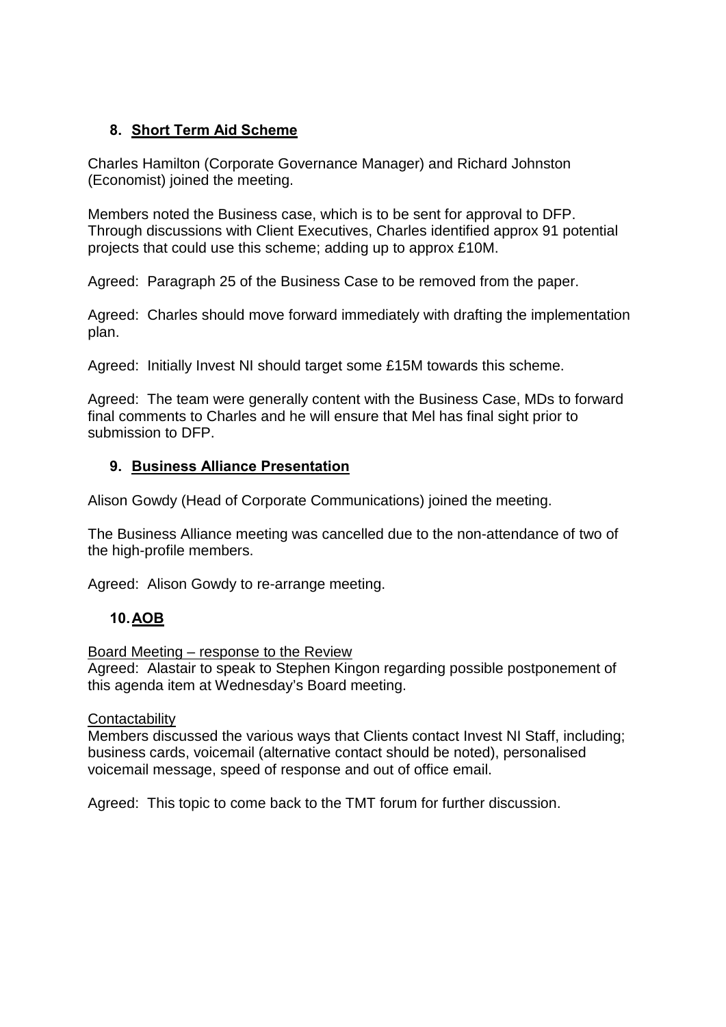## 8. Short Term Aid Scheme

Charles Hamilton (Corporate Governance Manager) and Richard Johnston (Economist) joined the meeting.

Members noted the Business case, which is to be sent for approval to DFP. Through discussions with Client Executives, Charles identified approx 91 potential projects that could use this scheme; adding up to approx £10M.

Agreed: Paragraph 25 of the Business Case to be removed from the paper.

Agreed: Charles should move forward immediately with drafting the implementation plan.

Agreed: Initially Invest NI should target some £15M towards this scheme.

Agreed: The team were generally content with the Business Case, MDs to forward final comments to Charles and he will ensure that Mel has final sight prior to submission to DFP.

## 9. Business Alliance Presentation

Alison Gowdy (Head of Corporate Communications) joined the meeting.

The Business Alliance meeting was cancelled due to the non-attendance of two of the high-profile members.

Agreed: Alison Gowdy to re-arrange meeting.

## 10. AOB

Board Meeting – response to the Review

Agreed: Alastair to speak to Stephen Kingon regarding possible postponement of this agenda item at Wednesday's Board meeting.

Contactability

Members discussed the various ways that Clients contact Invest NI Staff, including; business cards, voicemail (alternative contact should be noted), personalised voicemail message, speed of response and out of office email.

Agreed: This topic to come back to the TMT forum for further discussion.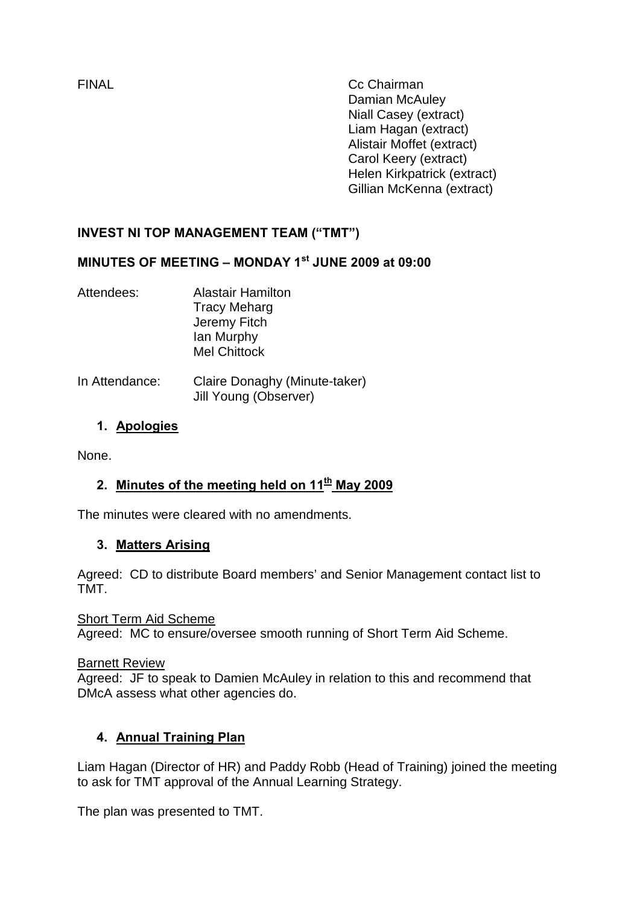FINAL

Cc Chairman
Damian McAuley
Niall Casey (extract)
Liam Hagan (extract)
Alistair Moffet (extract)
Carol Keery (extract)
Helen Kirkpatrick (extract)
Gillian McKenna (extract)

## INVEST NI TOP MANAGEMENT TEAM ("TMT")

## MINUTES OF MEETING – MONDAY 1st JUNE 2009 at 09:00

Attendees: Alastair Hamilton
Tracy Meharg
Jeremy Fitch
Ian Murphy
Mel Chittock

In Attendance: Claire Donaghy (Minute-taker)
Jill Young (Observer)

### 1. Apologies

None.

### 2. Minutes of the meeting held on 11th May 2009

The minutes were cleared with no amendments.

### 3. Matters Arising

Agreed: CD to distribute Board members' and Senior Management contact list to TMT.

Short Term Aid Scheme
Agreed: MC to ensure/oversee smooth running of Short Term Aid Scheme.

Barnett Review
Agreed: JF to speak to Damien McAuley in relation to this and recommend that DMcA assess what other agencies do.

### 4. Annual Training Plan

Liam Hagan (Director of HR) and Paddy Robb (Head of Training) joined the meeting to ask for TMT approval of the Annual Learning Strategy.

The plan was presented to TMT.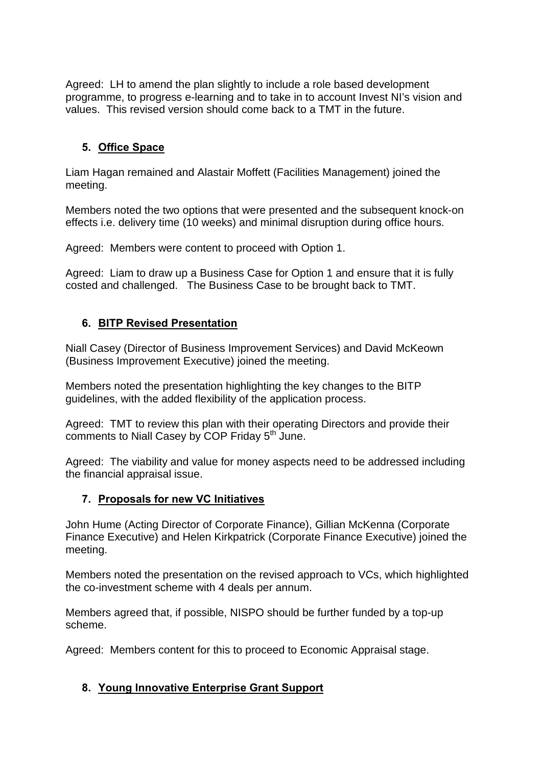Agreed: LH to amend the plan slightly to include a role based development programme, to progress e-learning and to take in to account Invest NI's vision and values. This revised version should come back to a TMT in the future.

5. **Office Space**

Liam Hagan remained and Alastair Moffett (Facilities Management) joined the meeting.

Members noted the two options that were presented and the subsequent knock-on effects i.e. delivery time (10 weeks) and minimal disruption during office hours.

Agreed: Members were content to proceed with Option 1.

Agreed: Liam to draw up a Business Case for Option 1 and ensure that it is fully costed and challenged. The Business Case to be brought back to TMT.

6. **BITP Revised Presentation**

Niall Casey (Director of Business Improvement Services) and David McKeown (Business Improvement Executive) joined the meeting.

Members noted the presentation highlighting the key changes to the BITP guidelines, with the added flexibility of the application process.

Agreed: TMT to review this plan with their operating Directors and provide their comments to Niall Casey by COP Friday 5th June.

Agreed: The viability and value for money aspects need to be addressed including the financial appraisal issue.

7. **Proposals for new VC Initiatives**

John Hume (Acting Director of Corporate Finance), Gillian McKenna (Corporate Finance Executive) and Helen Kirkpatrick (Corporate Finance Executive) joined the meeting.

Members noted the presentation on the revised approach to VCs, which highlighted the co-investment scheme with 4 deals per annum.

Members agreed that, if possible, NISPO should be further funded by a top-up scheme.

Agreed: Members content for this to proceed to Economic Appraisal stage.

8. **Young Innovative Enterprise Grant Support**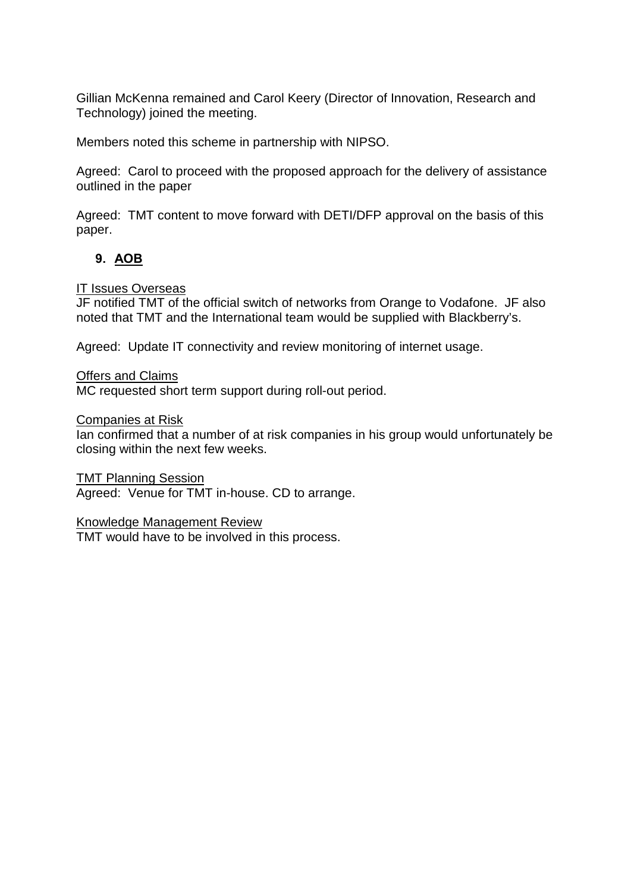Gillian McKenna remained and Carol Keery (Director of Innovation, Research and Technology) joined the meeting.

Members noted this scheme in partnership with NIPSO.

Agreed: Carol to proceed with the proposed approach for the delivery of assistance outlined in the paper

Agreed: TMT content to move forward with DETI/DFP approval on the basis of this paper.

## 9. AOB

IT Issues Overseas
JF notified TMT of the official switch of networks from Orange to Vodafone. JF also noted that TMT and the International team would be supplied with Blackberry's.

Agreed: Update IT connectivity and review monitoring of internet usage.

Offers and Claims
MC requested short term support during roll-out period.

Companies at Risk
Ian confirmed that a number of at risk companies in his group would unfortunately be closing within the next few weeks.

TMT Planning Session
Agreed: Venue for TMT in-house. CD to arrange.

Knowledge Management Review
TMT would have to be involved in this process.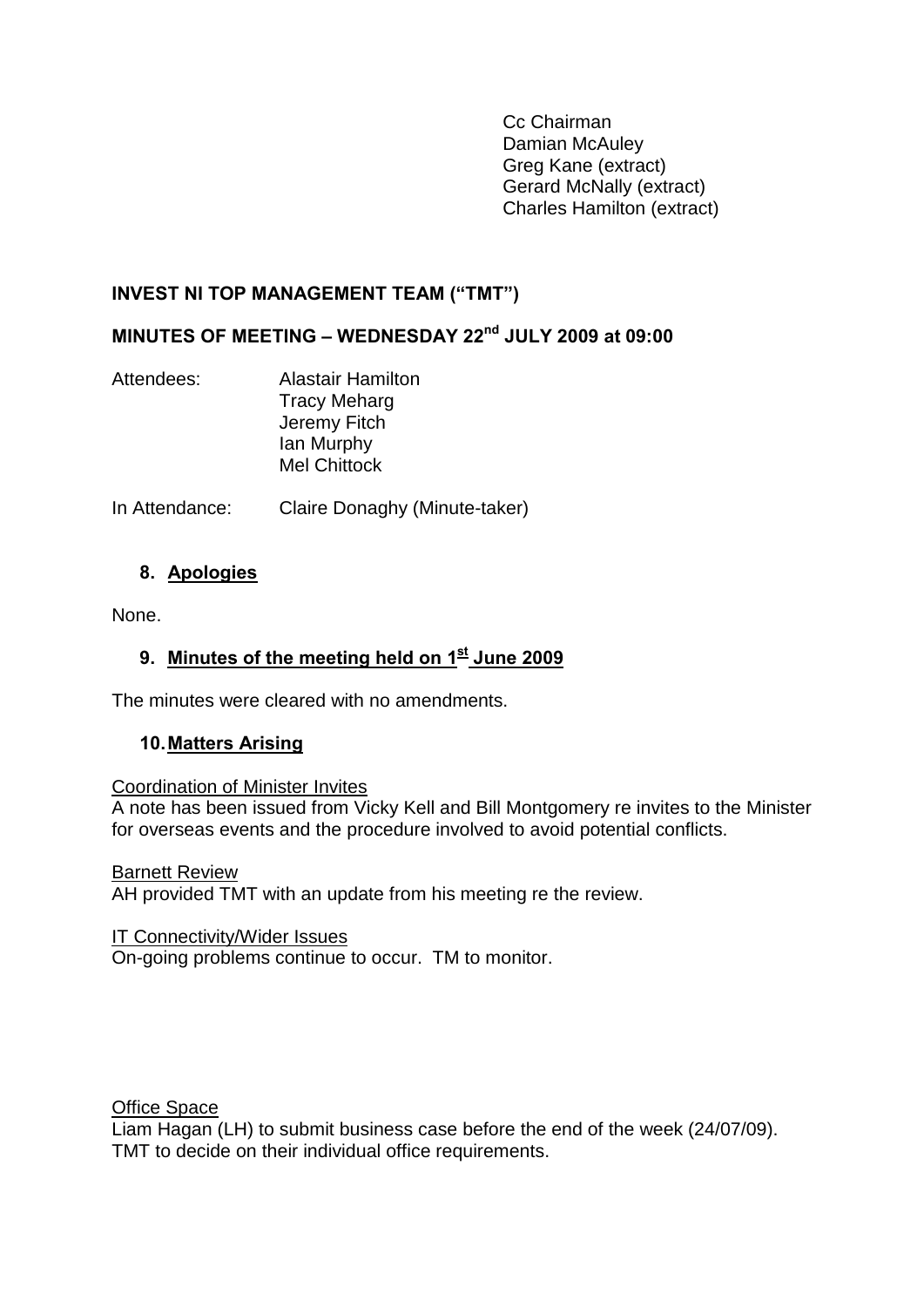Cc Chairman
Damian McAuley
Greg Kane (extract)
Gerard McNally (extract)
Charles Hamilton (extract)

**INVEST NI TOP MANAGEMENT TEAM ("TMT")**

**MINUTES OF MEETING – WEDNESDAY 22nd JULY 2009 at 09:00**

Attendees: Alastair Hamilton
Tracy Meharg
Jeremy Fitch
Ian Murphy
Mel Chittock

In Attendance: Claire Donaghy (Minute-taker)

**8. Apologies**

None.

**9. Minutes of the meeting held on 1st June 2009**

The minutes were cleared with no amendments.

**10. Matters Arising**

Coordination of Minister Invites

A note has been issued from Vicky Kell and Bill Montgomery re invites to the Minister for overseas events and the procedure involved to avoid potential conflicts.

Barnett Review

AH provided TMT with an update from his meeting re the review.

IT Connectivity/Wider Issues

On-going problems continue to occur. TM to monitor.

Office Space

Liam Hagan (LH) to submit business case before the end of the week (24/07/09).
TMT to decide on their individual office requirements.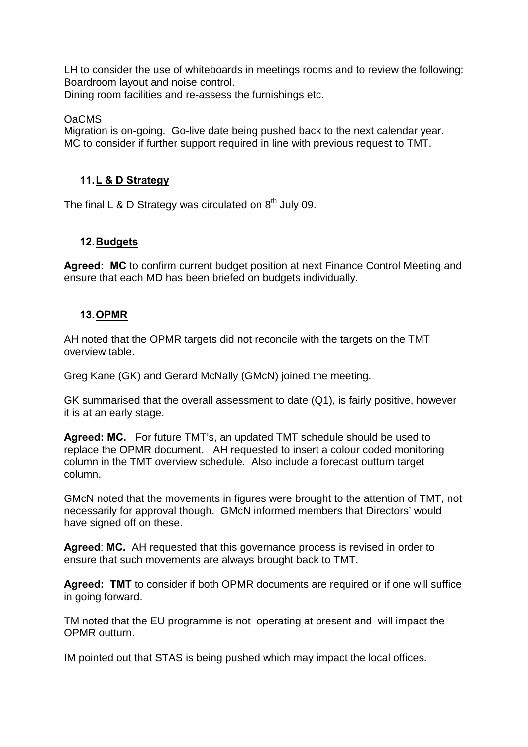LH to consider the use of whiteboards in meetings rooms and to review the following:
Boardroom layout and noise control.
Dining room facilities and re-assess the furnishings etc.

OaCMS
Migration is on-going. Go-live date being pushed back to the next calendar year. MC to consider if further support required in line with previous request to TMT.

## 11. L & D Strategy

The final L & D Strategy was circulated on 8th July 09.

## 12. Budgets

**Agreed: MC** to confirm current budget position at next Finance Control Meeting and ensure that each MD has been briefed on budgets individually.

## 13. OPMR

AH noted that the OPMR targets did not reconcile with the targets on the TMT overview table.

Greg Kane (GK) and Gerard McNally (GMcN) joined the meeting.

GK summarised that the overall assessment to date (Q1), is fairly positive, however it is at an early stage.

**Agreed: MC.** For future TMT's, an updated TMT schedule should be used to replace the OPMR document. AH requested to insert a colour coded monitoring column in the TMT overview schedule. Also include a forecast outturn target column.

GMcN noted that the movements in figures were brought to the attention of TMT, not necessarily for approval though. GMcN informed members that Directors' would have signed off on these.

**Agreed**: **MC.** AH requested that this governance process is revised in order to ensure that such movements are always brought back to TMT.

**Agreed: TMT** to consider if both OPMR documents are required or if one will suffice in going forward.

TM noted that the EU programme is not operating at present and will impact the OPMR outturn.

IM pointed out that STAS is being pushed which may impact the local offices.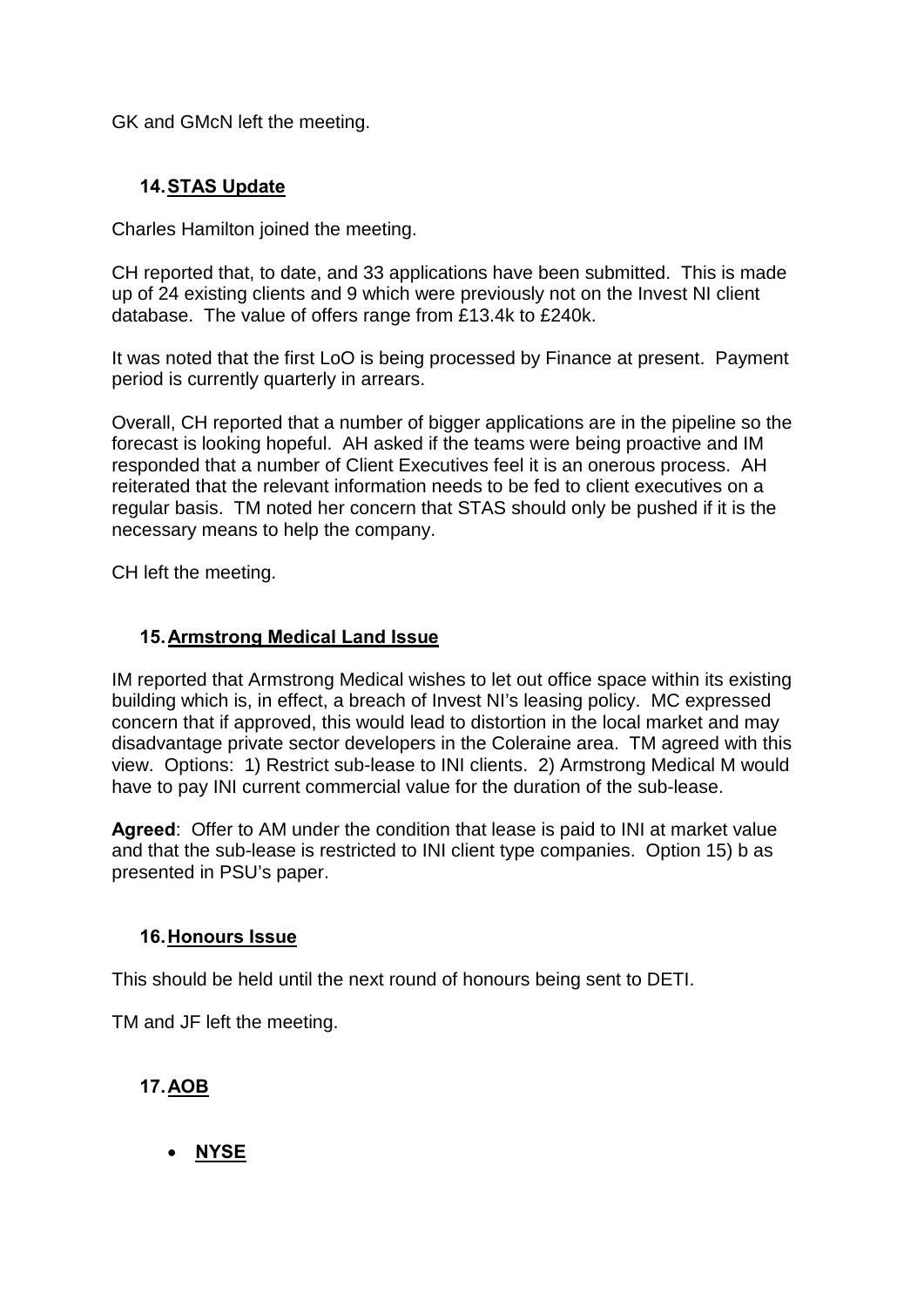GK and GMcN left the meeting.

### 14. STAS Update

Charles Hamilton joined the meeting.

CH reported that, to date, and 33 applications have been submitted. This is made up of 24 existing clients and 9 which were previously not on the Invest NI client database. The value of offers range from £13.4k to £240k.

It was noted that the first LoO is being processed by Finance at present. Payment period is currently quarterly in arrears.

Overall, CH reported that a number of bigger applications are in the pipeline so the forecast is looking hopeful. AH asked if the teams were being proactive and IM responded that a number of Client Executives feel it is an onerous process. AH reiterated that the relevant information needs to be fed to client executives on a regular basis. TM noted her concern that STAS should only be pushed if it is the necessary means to help the company.

CH left the meeting.

### 15. Armstrong Medical Land Issue

IM reported that Armstrong Medical wishes to let out office space within its existing building which is, in effect, a breach of Invest NI's leasing policy. MC expressed concern that if approved, this would lead to distortion in the local market and may disadvantage private sector developers in the Coleraine area. TM agreed with this view. Options: 1) Restrict sub-lease to INI clients. 2) Armstrong Medical M would have to pay INI current commercial value for the duration of the sub-lease.

**Agreed**: Offer to AM under the condition that lease is paid to INI at market value and that the sub-lease is restricted to INI client type companies. Option 15) b as presented in PSU's paper.

### 16. Honours Issue

This should be held until the next round of honours being sent to DETI.

TM and JF left the meeting.

### 17. AOB

- **NYSE**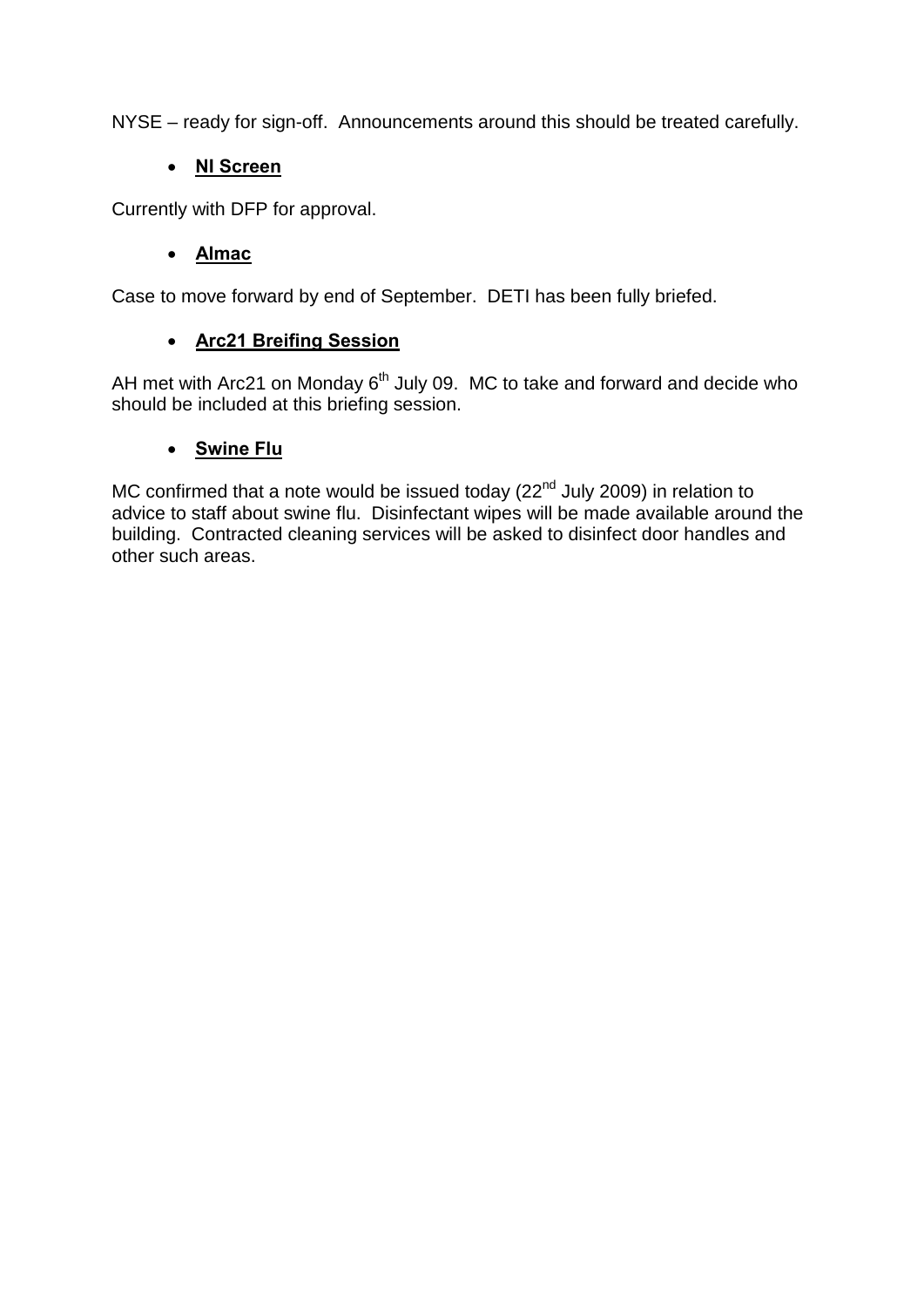NYSE – ready for sign-off.  Announcements around this should be treated carefully.

- **NI Screen**

Currently with DFP for approval.

- **Almac**

Case to move forward by end of September.  DETI has been fully briefed.

- **Arc21 Breifing Session**

AH met with Arc21 on Monday 6th July 09.  MC to take and forward and decide who should be included at this briefing session.

- **Swine Flu**

MC confirmed that a note would be issued today (22nd July 2009) in relation to advice to staff about swine flu.  Disinfectant wipes will be made available around the building.  Contracted cleaning services will be asked to disinfect door handles and other such areas.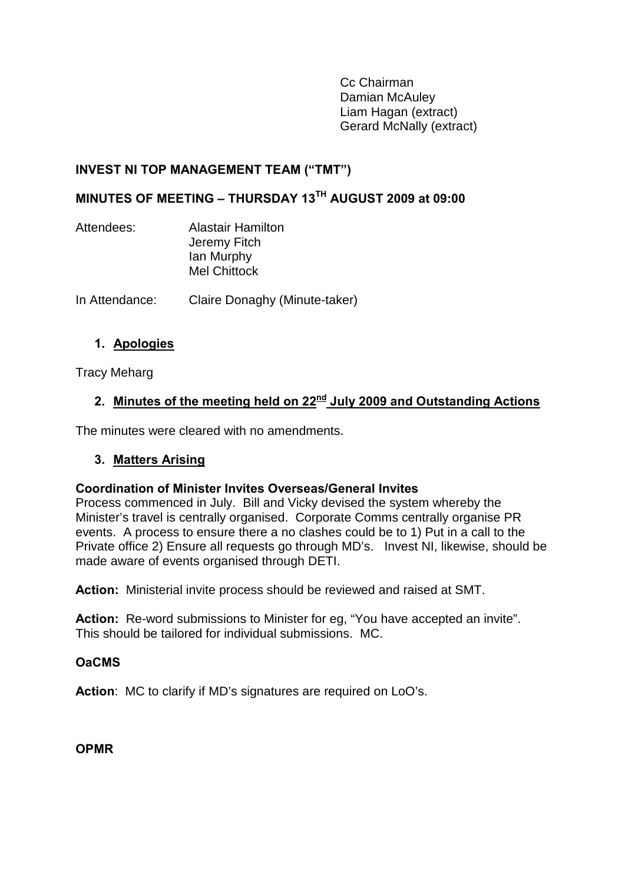Cc Chairman
Damian McAuley
Liam Hagan (extract)
Gerard McNally (extract)

**INVEST NI TOP MANAGEMENT TEAM ("TMT")**

**MINUTES OF MEETING – THURSDAY 13TH AUGUST 2009 at 09:00**

Attendees: Alastair Hamilton
Jeremy Fitch
Ian Murphy
Mel Chittock

In Attendance: Claire Donaghy (Minute-taker)

1. **Apologies**

Tracy Meharg

2. **Minutes of the meeting held on 22nd July 2009 and Outstanding Actions**

The minutes were cleared with no amendments.

3. **Matters Arising**

**Coordination of Minister Invites Overseas/General Invites**
Process commenced in July. Bill and Vicky devised the system whereby the Minister's travel is centrally organised. Corporate Comms centrally organise PR events. A process to ensure there a no clashes could be to 1) Put in a call to the Private office 2) Ensure all requests go through MD's. Invest NI, likewise, should be made aware of events organised through DETI.

**Action:** Ministerial invite process should be reviewed and raised at SMT.

**Action:** Re-word submissions to Minister for eg, "You have accepted an invite". This should be tailored for individual submissions. MC.

**OaCMS**

**Action**: MC to clarify if MD's signatures are required on LoO's.

**OPMR**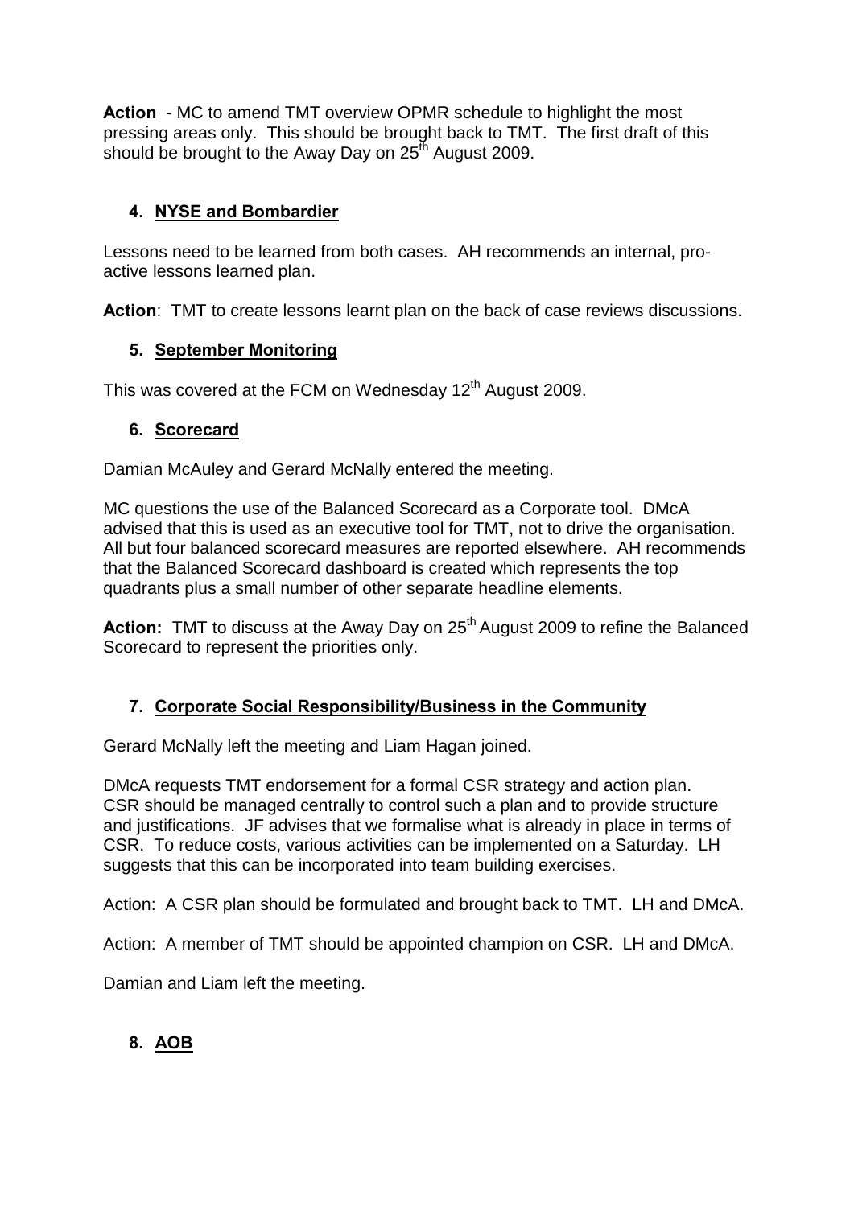**Action** - MC to amend TMT overview OPMR schedule to highlight the most pressing areas only. This should be brought back to TMT. The first draft of this should be brought to the Away Day on 25th August 2009.

4. **NYSE and Bombardier**

Lessons need to be learned from both cases. AH recommends an internal, pro-active lessons learned plan.

**Action**: TMT to create lessons learnt plan on the back of case reviews discussions.

5. **September Monitoring**

This was covered at the FCM on Wednesday 12th August 2009.

6. **Scorecard**

Damian McAuley and Gerard McNally entered the meeting.

MC questions the use of the Balanced Scorecard as a Corporate tool. DMcA advised that this is used as an executive tool for TMT, not to drive the organisation. All but four balanced scorecard measures are reported elsewhere. AH recommends that the Balanced Scorecard dashboard is created which represents the top quadrants plus a small number of other separate headline elements.

**Action:** TMT to discuss at the Away Day on 25th August 2009 to refine the Balanced Scorecard to represent the priorities only.

7. **Corporate Social Responsibility/Business in the Community**

Gerard McNally left the meeting and Liam Hagan joined.

DMcA requests TMT endorsement for a formal CSR strategy and action plan. CSR should be managed centrally to control such a plan and to provide structure and justifications. JF advises that we formalise what is already in place in terms of CSR. To reduce costs, various activities can be implemented on a Saturday. LH suggests that this can be incorporated into team building exercises.

Action: A CSR plan should be formulated and brought back to TMT. LH and DMcA.

Action: A member of TMT should be appointed champion on CSR. LH and DMcA.

Damian and Liam left the meeting.

8. **AOB**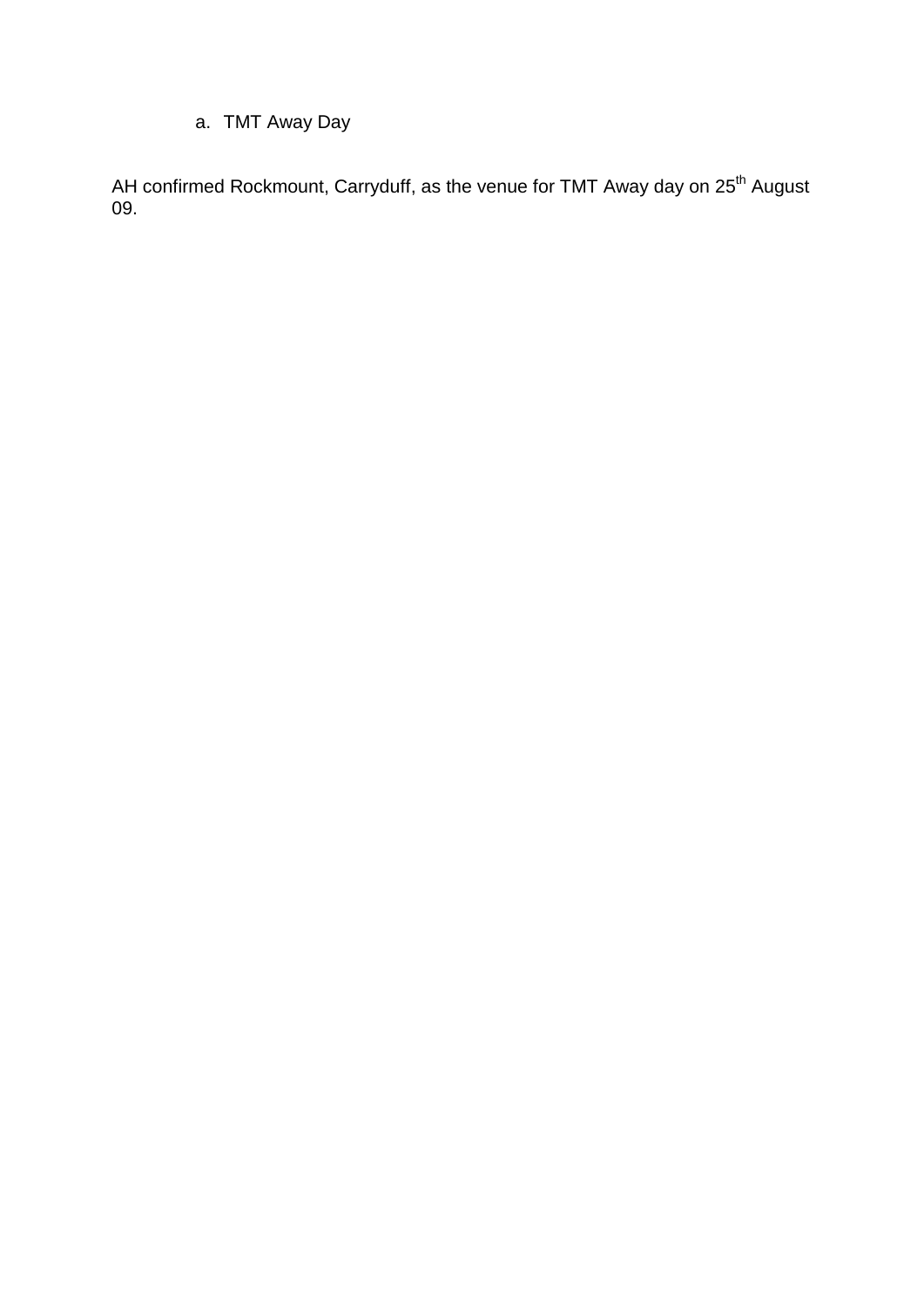a. TMT Away Day

AH confirmed Rockmount, Carryduff, as the venue for TMT Away day on 25th August 09.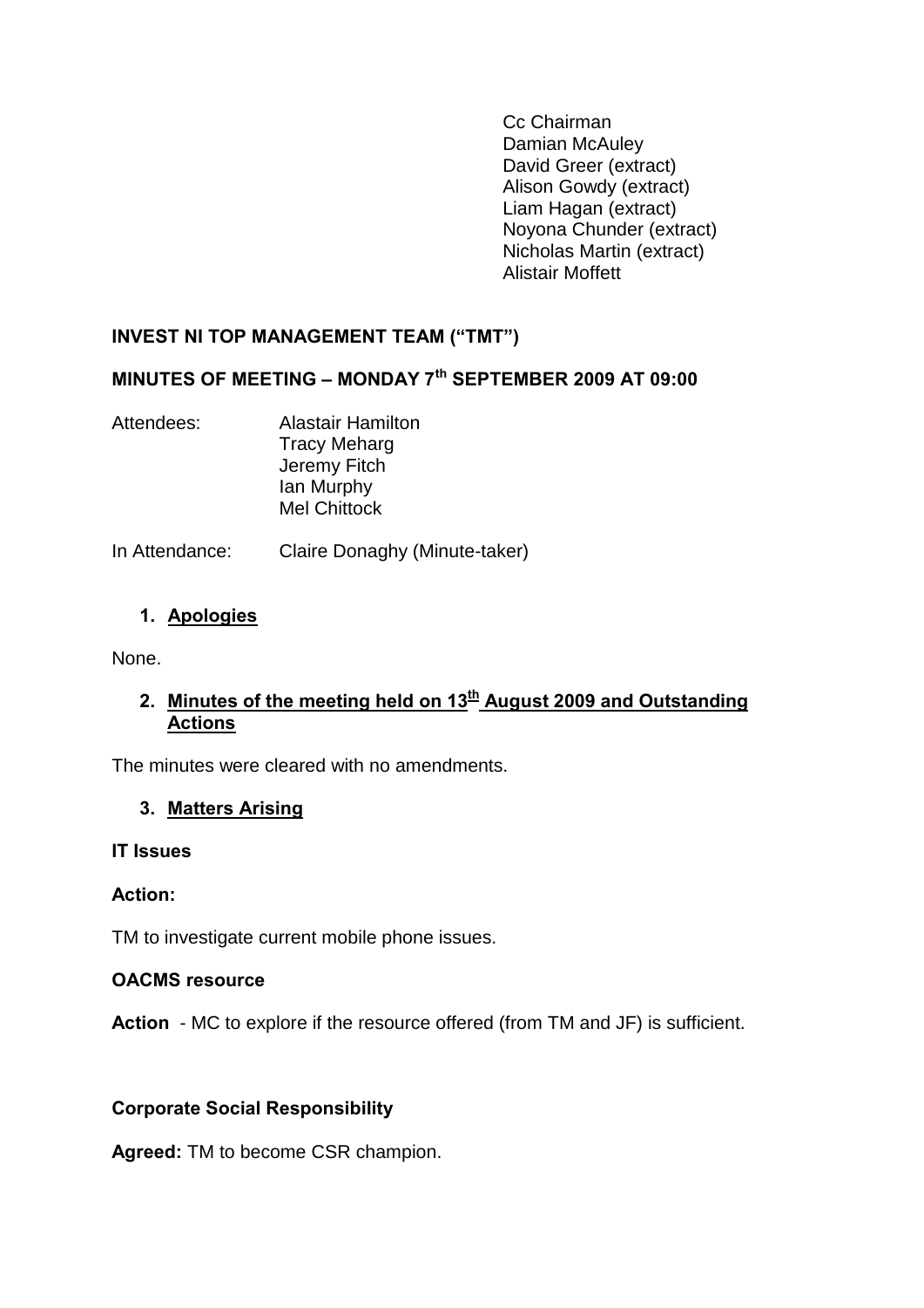Cc Chairman
Damian McAuley
David Greer (extract)
Alison Gowdy (extract)
Liam Hagan (extract)
Noyona Chunder (extract)
Nicholas Martin (extract)
Alistair Moffett

**INVEST NI TOP MANAGEMENT TEAM ("TMT")**

**MINUTES OF MEETING – MONDAY 7th SEPTEMBER 2009 AT 09:00**

Attendees: Alastair Hamilton
Tracy Meharg
Jeremy Fitch
Ian Murphy
Mel Chittock

In Attendance: Claire Donaghy (Minute-taker)

1. **Apologies**

None.

2. **Minutes of the meeting held on 13th August 2009 and Outstanding Actions**

The minutes were cleared with no amendments.

3. **Matters Arising**

**IT Issues**

**Action:**

TM to investigate current mobile phone issues.

**OACMS resource**

**Action** - MC to explore if the resource offered (from TM and JF) is sufficient.

**Corporate Social Responsibility**

**Agreed:** TM to become CSR champion.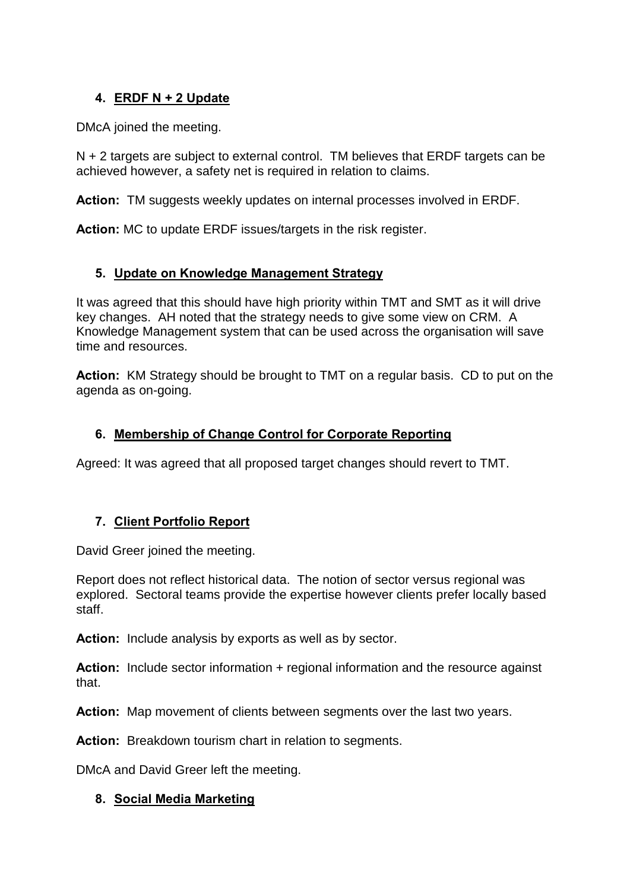## 4. ERDF N + 2 Update

DMcA joined the meeting.

N + 2 targets are subject to external control. TM believes that ERDF targets can be achieved however, a safety net is required in relation to claims.

**Action:** TM suggests weekly updates on internal processes involved in ERDF.

**Action:** MC to update ERDF issues/targets in the risk register.

## 5. Update on Knowledge Management Strategy

It was agreed that this should have high priority within TMT and SMT as it will drive key changes. AH noted that the strategy needs to give some view on CRM. A Knowledge Management system that can be used across the organisation will save time and resources.

**Action:** KM Strategy should be brought to TMT on a regular basis. CD to put on the agenda as on-going.

## 6. Membership of Change Control for Corporate Reporting

Agreed: It was agreed that all proposed target changes should revert to TMT.

## 7. Client Portfolio Report

David Greer joined the meeting.

Report does not reflect historical data. The notion of sector versus regional was explored. Sectoral teams provide the expertise however clients prefer locally based staff.

**Action:** Include analysis by exports as well as by sector.

**Action:** Include sector information + regional information and the resource against that.

**Action:** Map movement of clients between segments over the last two years.

**Action:** Breakdown tourism chart in relation to segments.

DMcA and David Greer left the meeting.

## 8. Social Media Marketing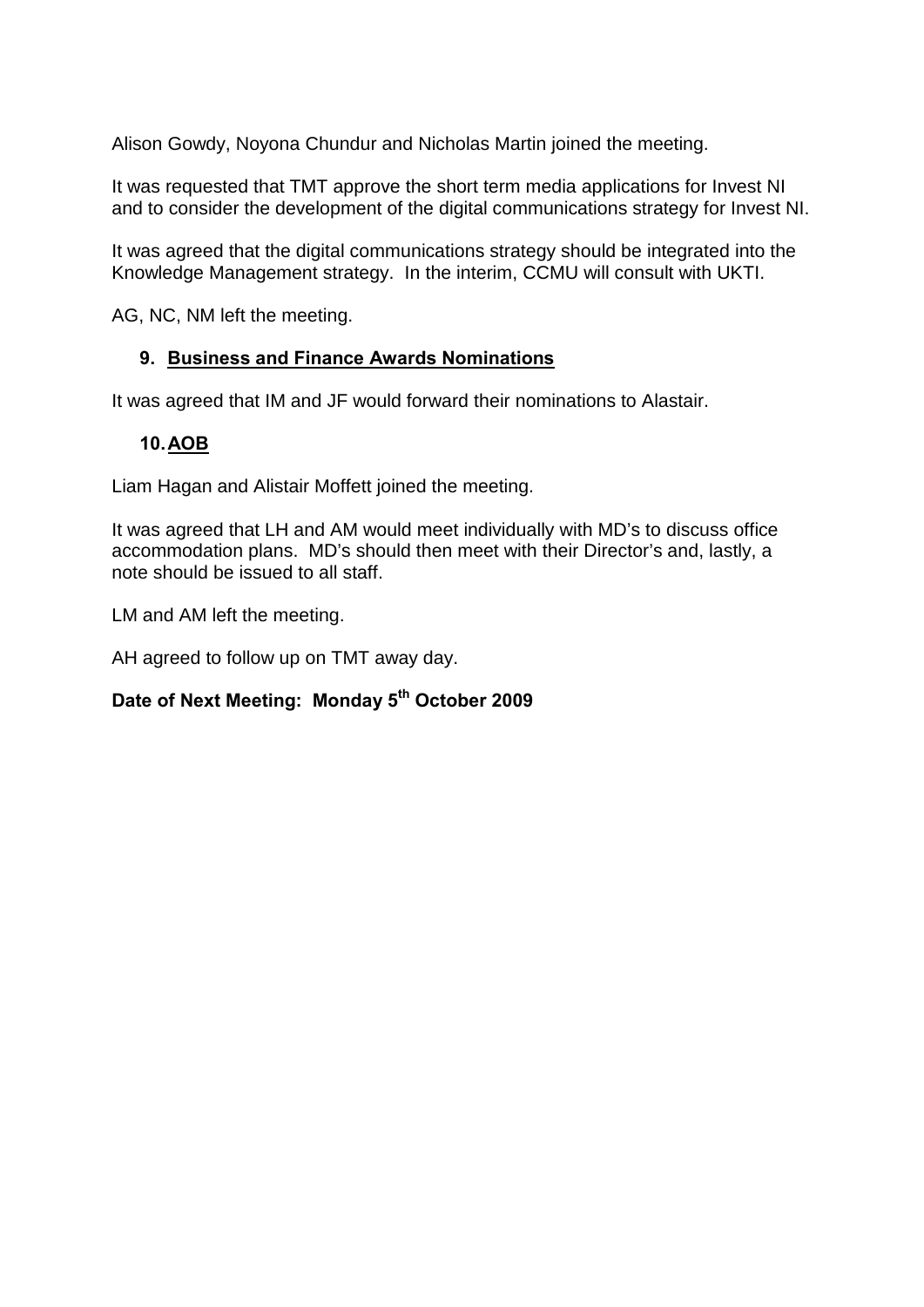Alison Gowdy, Noyona Chundur and Nicholas Martin joined the meeting.

It was requested that TMT approve the short term media applications for Invest NI and to consider the development of the digital communications strategy for Invest NI.

It was agreed that the digital communications strategy should be integrated into the Knowledge Management strategy. In the interim, CCMU will consult with UKTI.

AG, NC, NM left the meeting.

## 9. Business and Finance Awards Nominations

It was agreed that IM and JF would forward their nominations to Alastair.

## 10. AOB

Liam Hagan and Alistair Moffett joined the meeting.

It was agreed that LH and AM would meet individually with MD's to discuss office accommodation plans. MD's should then meet with their Director's and, lastly, a note should be issued to all staff.

LM and AM left the meeting.

AH agreed to follow up on TMT away day.

**Date of Next Meeting: Monday 5th October 2009**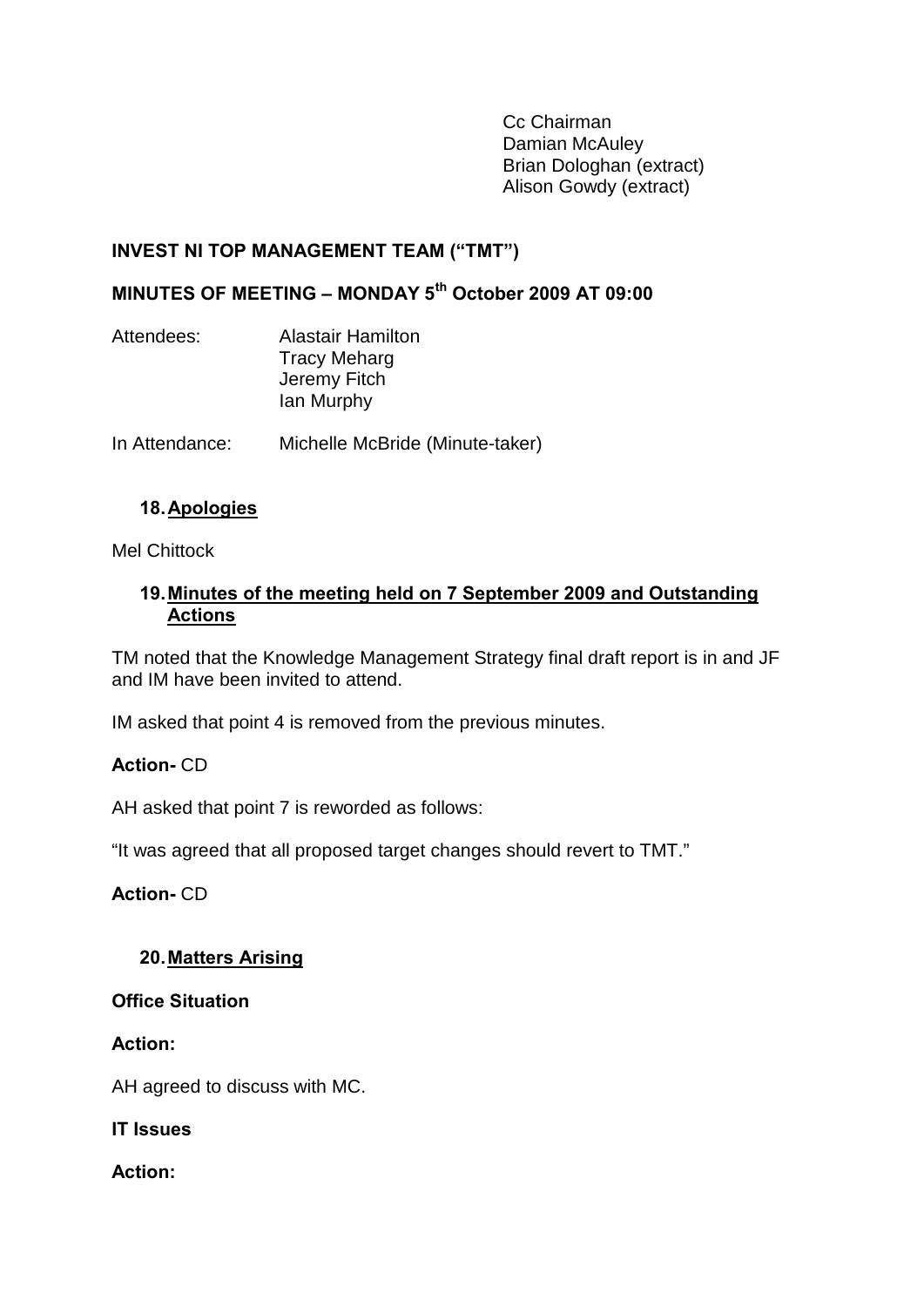Cc Chairman
Damian McAuley
Brian Dologhan (extract)
Alison Gowdy (extract)

**INVEST NI TOP MANAGEMENT TEAM ("TMT")**

**MINUTES OF MEETING – MONDAY 5th October 2009 AT 09:00**

Attendees: Alastair Hamilton
Tracy Meharg
Jeremy Fitch
Ian Murphy

In Attendance: Michelle McBride (Minute-taker)

**18. Apologies**

Mel Chittock

**19. Minutes of the meeting held on 7 September 2009 and Outstanding Actions**

TM noted that the Knowledge Management Strategy final draft report is in and JF and IM have been invited to attend.

IM asked that point 4 is removed from the previous minutes.

**Action-** CD

AH asked that point 7 is reworded as follows:

"It was agreed that all proposed target changes should revert to TMT."

**Action-** CD

**20. Matters Arising**

**Office Situation**

**Action:**

AH agreed to discuss with MC.

**IT Issues**

**Action:**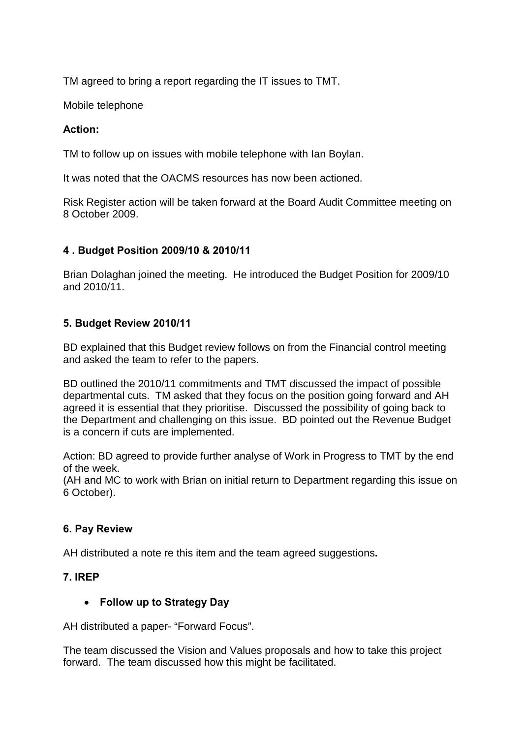TM agreed to bring a report regarding the IT issues to TMT.

Mobile telephone

**Action:**

TM to follow up on issues with mobile telephone with Ian Boylan.

It was noted that the OACMS resources has now been actioned.

Risk Register action will be taken forward at the Board Audit Committee meeting on 8 October 2009.

### 4 . Budget Position 2009/10 & 2010/11

Brian Dolaghan joined the meeting. He introduced the Budget Position for 2009/10 and 2010/11.

### 5. Budget Review 2010/11

BD explained that this Budget review follows on from the Financial control meeting and asked the team to refer to the papers.

BD outlined the 2010/11 commitments and TMT discussed the impact of possible departmental cuts. TM asked that they focus on the position going forward and AH agreed it is essential that they prioritise. Discussed the possibility of going back to the Department and challenging on this issue. BD pointed out the Revenue Budget is a concern if cuts are implemented.

Action: BD agreed to provide further analyse of Work in Progress to TMT by the end of the week.
(AH and MC to work with Brian on initial return to Department regarding this issue on 6 October).

### 6. Pay Review

AH distributed a note re this item and the team agreed suggestions**.**

### 7. IREP

- **Follow up to Strategy Day**

AH distributed a paper- "Forward Focus".

The team discussed the Vision and Values proposals and how to take this project forward. The team discussed how this might be facilitated.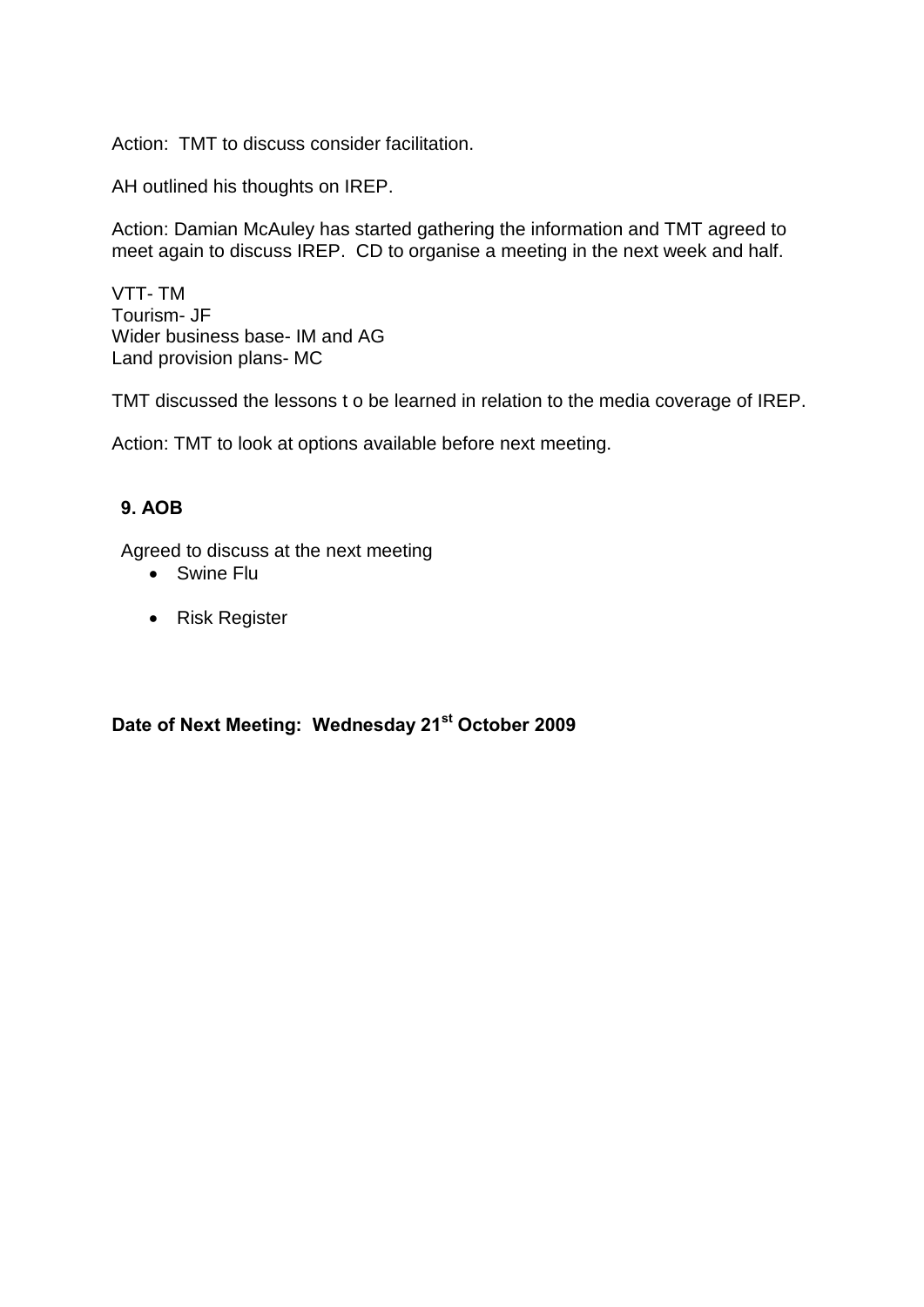Action: TMT to discuss consider facilitation.

AH outlined his thoughts on IREP.

Action: Damian McAuley has started gathering the information and TMT agreed to meet again to discuss IREP. CD to organise a meeting in the next week and half.

VTT- TM
Tourism- JF
Wider business base- IM and AG
Land provision plans- MC

TMT discussed the lessons t o be learned in relation to the media coverage of IREP.

Action: TMT to look at options available before next meeting.

**9. AOB**

Agreed to discuss at the next meeting

- Swine Flu
- Risk Register

**Date of Next Meeting: Wednesday 21st October 2009**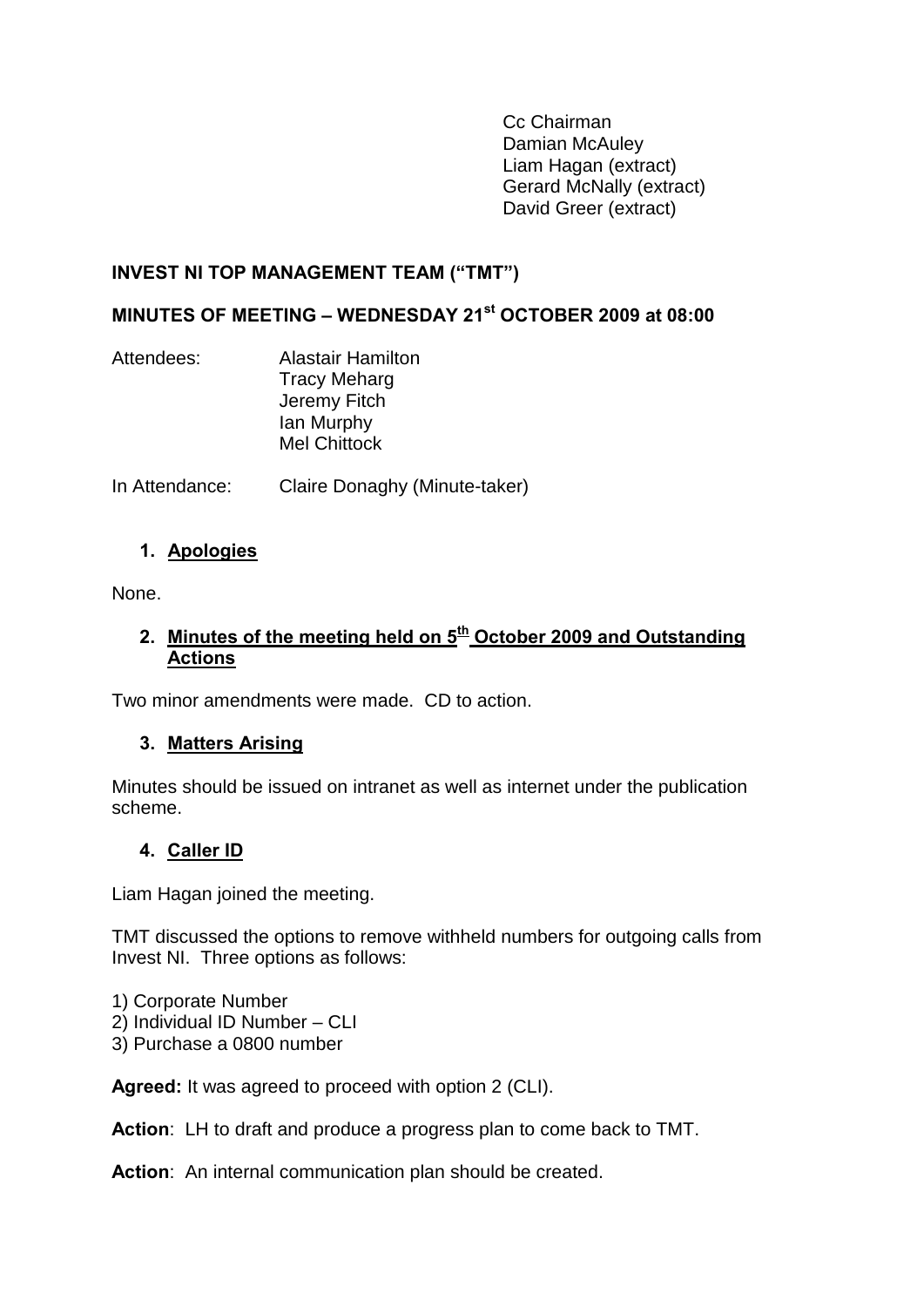Cc Chairman
Damian McAuley
Liam Hagan (extract)
Gerard McNally (extract)
David Greer (extract)

**INVEST NI TOP MANAGEMENT TEAM ("TMT")**

**MINUTES OF MEETING – WEDNESDAY 21st OCTOBER 2009 at 08:00**

Attendees: Alastair Hamilton
Tracy Meharg
Jeremy Fitch
Ian Murphy
Mel Chittock

In Attendance: Claire Donaghy (Minute-taker)

**1. Apologies**

None.

**2. Minutes of the meeting held on 5th October 2009 and Outstanding Actions**

Two minor amendments were made. CD to action.

**3. Matters Arising**

Minutes should be issued on intranet as well as internet under the publication scheme.

**4. Caller ID**

Liam Hagan joined the meeting.

TMT discussed the options to remove withheld numbers for outgoing calls from Invest NI. Three options as follows:

1) Corporate Number
2) Individual ID Number – CLI
3) Purchase a 0800 number

**Agreed:** It was agreed to proceed with option 2 (CLI).

**Action**: LH to draft and produce a progress plan to come back to TMT.

**Action**: An internal communication plan should be created.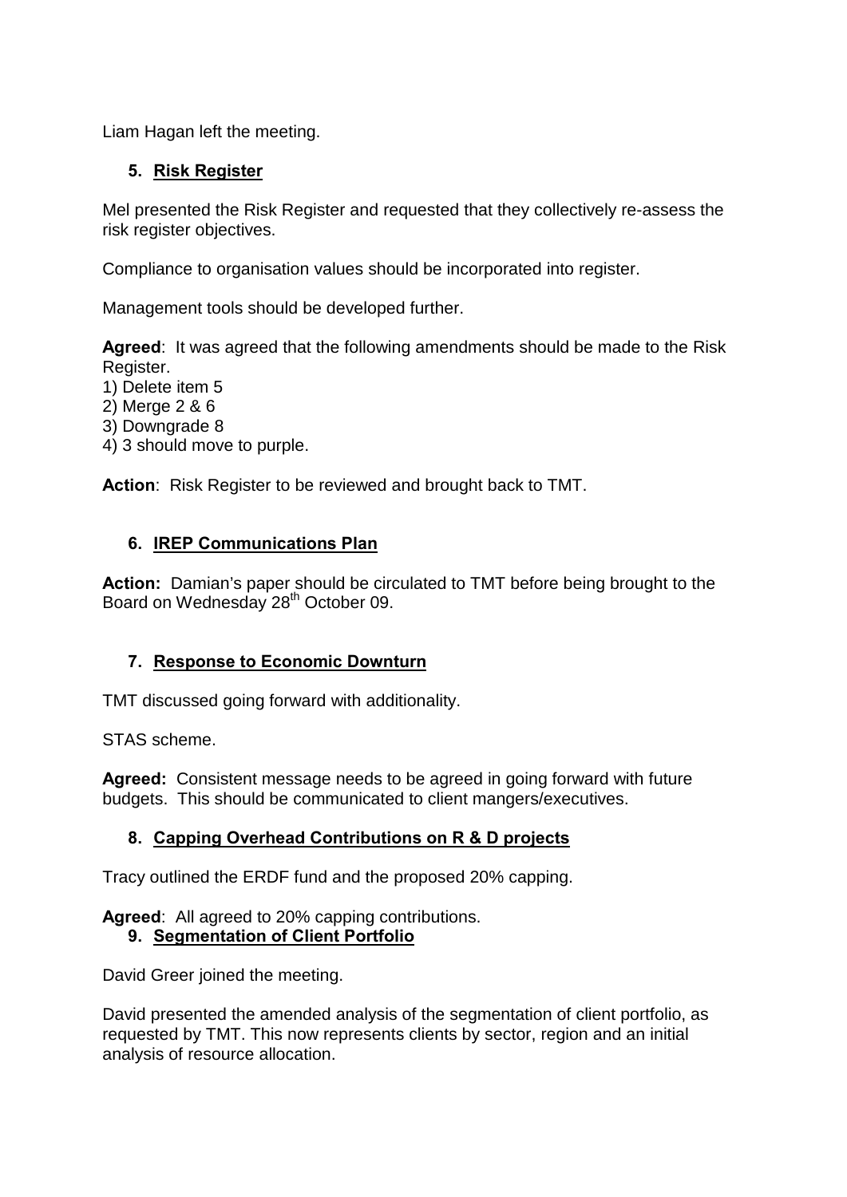Liam Hagan left the meeting.

5. **Risk Register**

Mel presented the Risk Register and requested that they collectively re-assess the risk register objectives.

Compliance to organisation values should be incorporated into register.

Management tools should be developed further.

**Agreed**: It was agreed that the following amendments should be made to the Risk Register.
1) Delete item 5
2) Merge 2 & 6
3) Downgrade 8
4) 3 should move to purple.

**Action**: Risk Register to be reviewed and brought back to TMT.

6. **IREP Communications Plan**

**Action:** Damian's paper should be circulated to TMT before being brought to the Board on Wednesday 28th October 09.

7. **Response to Economic Downturn**

TMT discussed going forward with additionality.

STAS scheme.

**Agreed:** Consistent message needs to be agreed in going forward with future budgets. This should be communicated to client mangers/executives.

8. **Capping Overhead Contributions on R & D projects**

Tracy outlined the ERDF fund and the proposed 20% capping.

**Agreed**: All agreed to 20% capping contributions.

9. **Segmentation of Client Portfolio**

David Greer joined the meeting.

David presented the amended analysis of the segmentation of client portfolio, as requested by TMT. This now represents clients by sector, region and an initial analysis of resource allocation.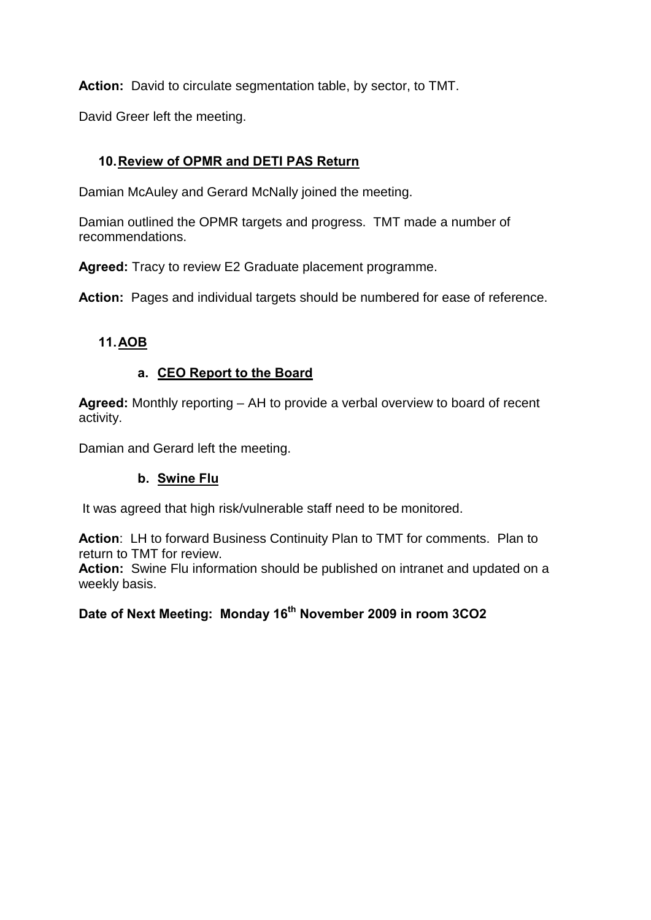**Action:** David to circulate segmentation table, by sector, to TMT.

David Greer left the meeting.

## 10. Review of OPMR and DETI PAS Return

Damian McAuley and Gerard McNally joined the meeting.

Damian outlined the OPMR targets and progress. TMT made a number of recommendations.

**Agreed:** Tracy to review E2 Graduate placement programme.

**Action:** Pages and individual targets should be numbered for ease of reference.

## 11. AOB

### a. CEO Report to the Board

**Agreed:** Monthly reporting – AH to provide a verbal overview to board of recent activity.

Damian and Gerard left the meeting.

### b. Swine Flu

It was agreed that high risk/vulnerable staff need to be monitored.

**Action**: LH to forward Business Continuity Plan to TMT for comments. Plan to return to TMT for review.

**Action:** Swine Flu information should be published on intranet and updated on a weekly basis.

**Date of Next Meeting: Monday 16th November 2009 in room 3CO2**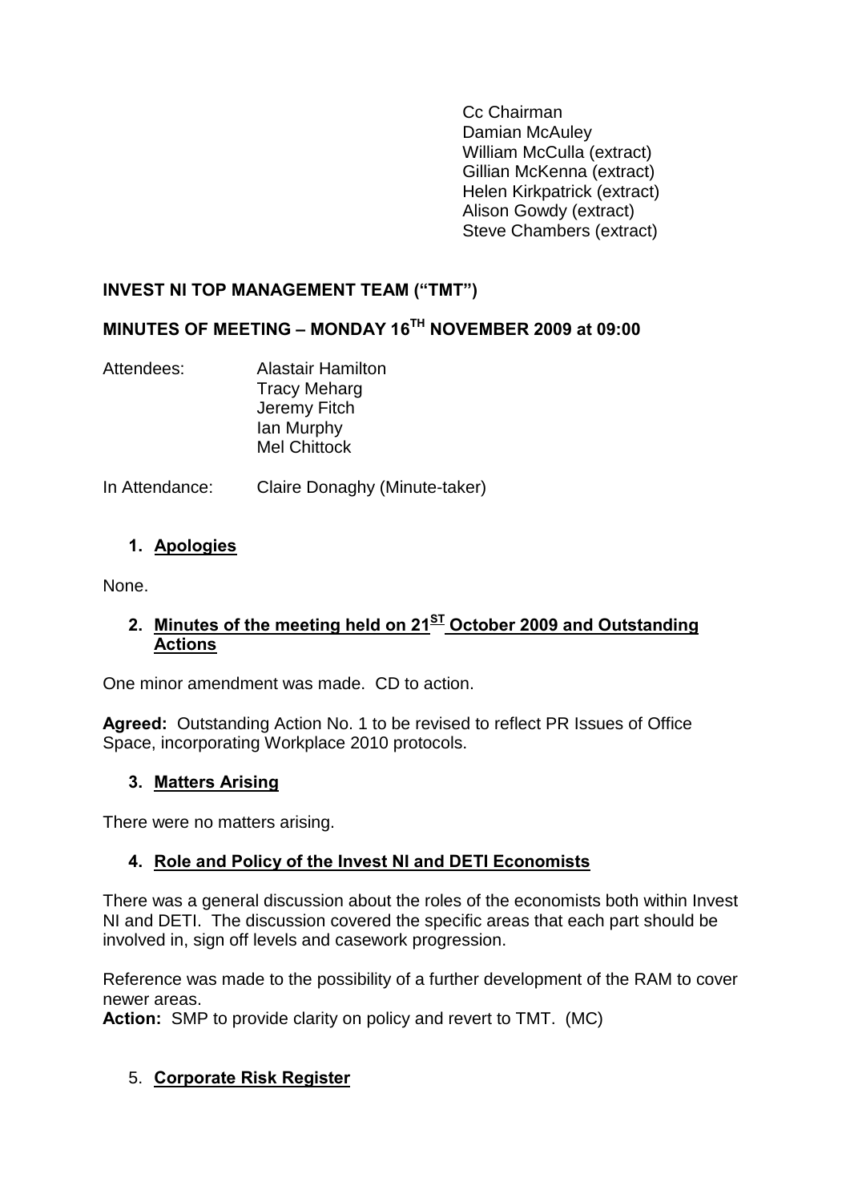Cc Chairman
Damian McAuley
William McCulla (extract)
Gillian McKenna (extract)
Helen Kirkpatrick (extract)
Alison Gowdy (extract)
Steve Chambers (extract)

**INVEST NI TOP MANAGEMENT TEAM ("TMT")**

**MINUTES OF MEETING – MONDAY 16TH NOVEMBER 2009 at 09:00**

Attendees: Alastair Hamilton
Tracy Meharg
Jeremy Fitch
Ian Murphy
Mel Chittock

In Attendance: Claire Donaghy (Minute-taker)

**1. Apologies**

None.

**2. Minutes of the meeting held on 21ST October 2009 and Outstanding Actions**

One minor amendment was made. CD to action.

**Agreed:** Outstanding Action No. 1 to be revised to reflect PR Issues of Office Space, incorporating Workplace 2010 protocols.

**3. Matters Arising**

There were no matters arising.

**4. Role and Policy of the Invest NI and DETI Economists**

There was a general discussion about the roles of the economists both within Invest NI and DETI. The discussion covered the specific areas that each part should be involved in, sign off levels and casework progression.

Reference was made to the possibility of a further development of the RAM to cover newer areas.
**Action:** SMP to provide clarity on policy and revert to TMT. (MC)

5. **Corporate Risk Register**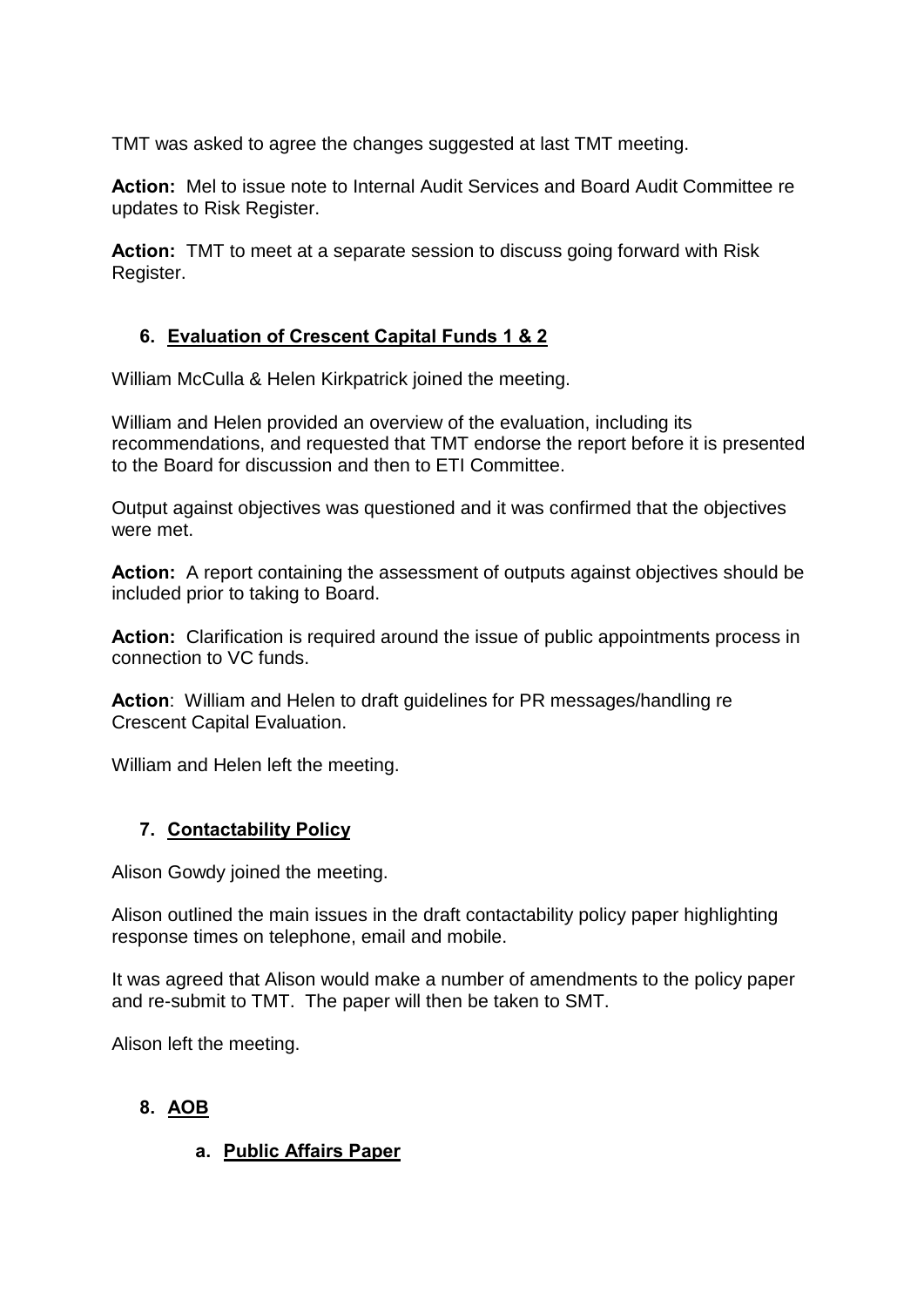TMT was asked to agree the changes suggested at last TMT meeting.

**Action:** Mel to issue note to Internal Audit Services and Board Audit Committee re updates to Risk Register.

**Action:** TMT to meet at a separate session to discuss going forward with Risk Register.

## 6. Evaluation of Crescent Capital Funds 1 & 2

William McCulla & Helen Kirkpatrick joined the meeting.

William and Helen provided an overview of the evaluation, including its recommendations, and requested that TMT endorse the report before it is presented to the Board for discussion and then to ETI Committee.

Output against objectives was questioned and it was confirmed that the objectives were met.

**Action:** A report containing the assessment of outputs against objectives should be included prior to taking to Board.

**Action:** Clarification is required around the issue of public appointments process in connection to VC funds.

**Action**: William and Helen to draft guidelines for PR messages/handling re Crescent Capital Evaluation.

William and Helen left the meeting.

## 7. Contactability Policy

Alison Gowdy joined the meeting.

Alison outlined the main issues in the draft contactability policy paper highlighting response times on telephone, email and mobile.

It was agreed that Alison would make a number of amendments to the policy paper and re-submit to TMT. The paper will then be taken to SMT.

Alison left the meeting.

## 8. AOB

### a. Public Affairs Paper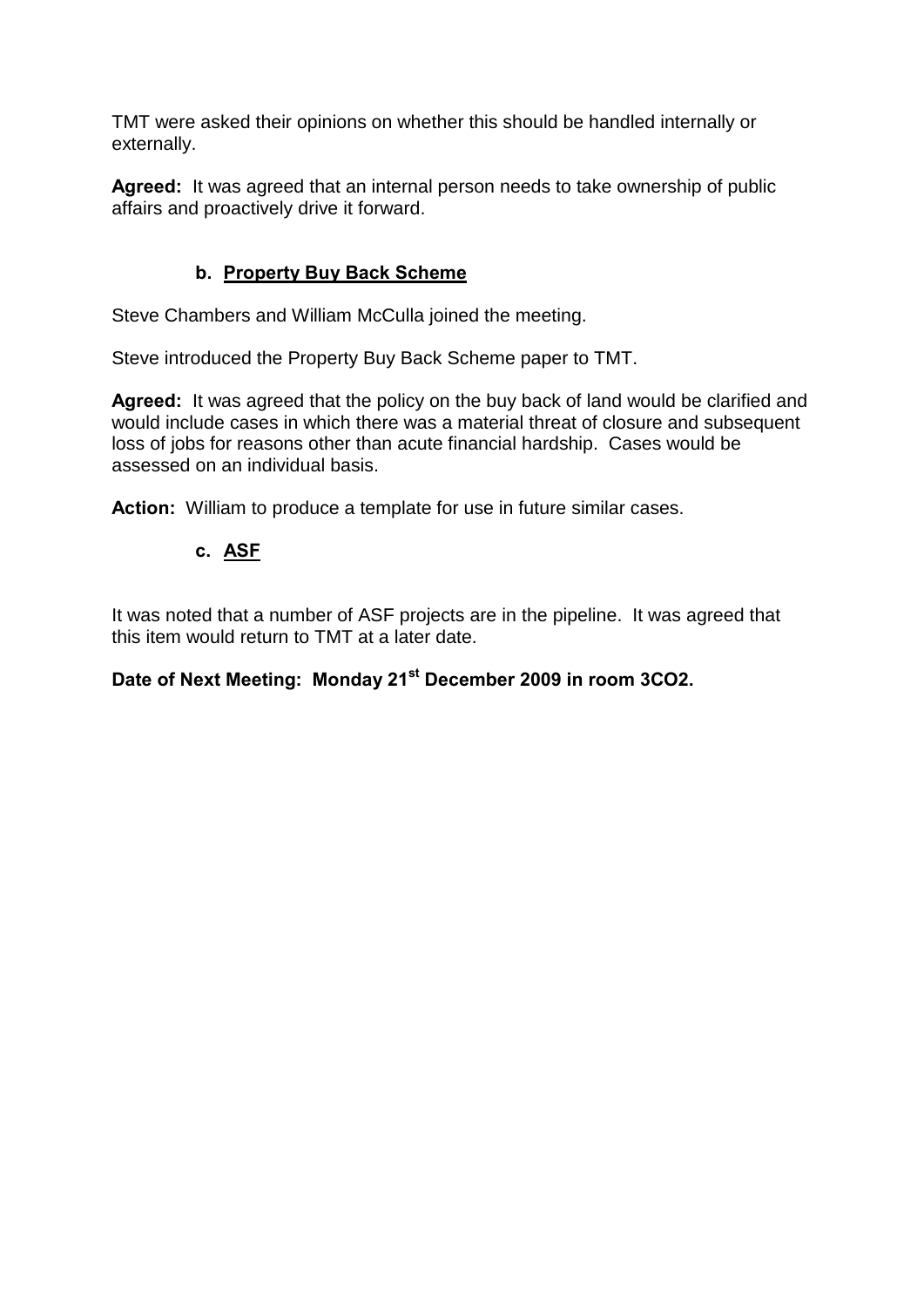TMT were asked their opinions on whether this should be handled internally or externally.

**Agreed:** It was agreed that an internal person needs to take ownership of public affairs and proactively drive it forward.

### b. Property Buy Back Scheme

Steve Chambers and William McCulla joined the meeting.

Steve introduced the Property Buy Back Scheme paper to TMT.

**Agreed:** It was agreed that the policy on the buy back of land would be clarified and would include cases in which there was a material threat of closure and subsequent loss of jobs for reasons other than acute financial hardship. Cases would be assessed on an individual basis.

**Action:** William to produce a template for use in future similar cases.

### c. ASF

It was noted that a number of ASF projects are in the pipeline. It was agreed that this item would return to TMT at a later date.

**Date of Next Meeting: Monday 21st December 2009 in room 3CO2.**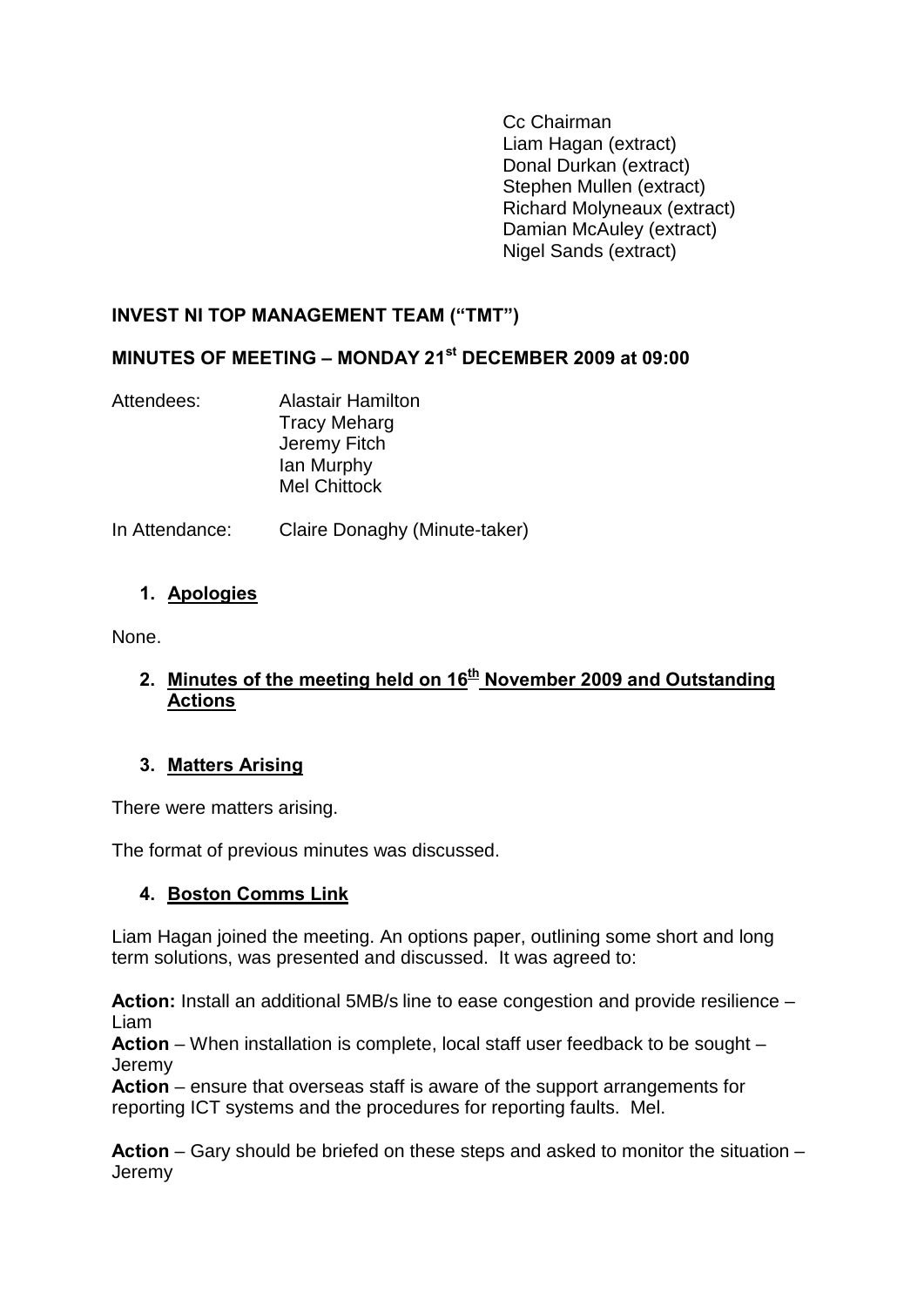Cc Chairman
Liam Hagan (extract)
Donal Durkan (extract)
Stephen Mullen (extract)
Richard Molyneaux (extract)
Damian McAuley (extract)
Nigel Sands (extract)

**INVEST NI TOP MANAGEMENT TEAM ("TMT")**

**MINUTES OF MEETING – MONDAY 21st DECEMBER 2009 at 09:00**

Attendees: Alastair Hamilton
Tracy Meharg
Jeremy Fitch
Ian Murphy
Mel Chittock

In Attendance: Claire Donaghy (Minute-taker)

1. **Apologies**

None.

2. **Minutes of the meeting held on 16th November 2009 and Outstanding Actions**

3. **Matters Arising**

There were matters arising.

The format of previous minutes was discussed.

4. **Boston Comms Link**

Liam Hagan joined the meeting. An options paper, outlining some short and long term solutions, was presented and discussed. It was agreed to:

**Action:** Install an additional 5MB/s line to ease congestion and provide resilience – Liam
**Action** – When installation is complete, local staff user feedback to be sought – Jeremy
**Action** – ensure that overseas staff is aware of the support arrangements for reporting ICT systems and the procedures for reporting faults. Mel.

**Action** – Gary should be briefed on these steps and asked to monitor the situation – Jeremy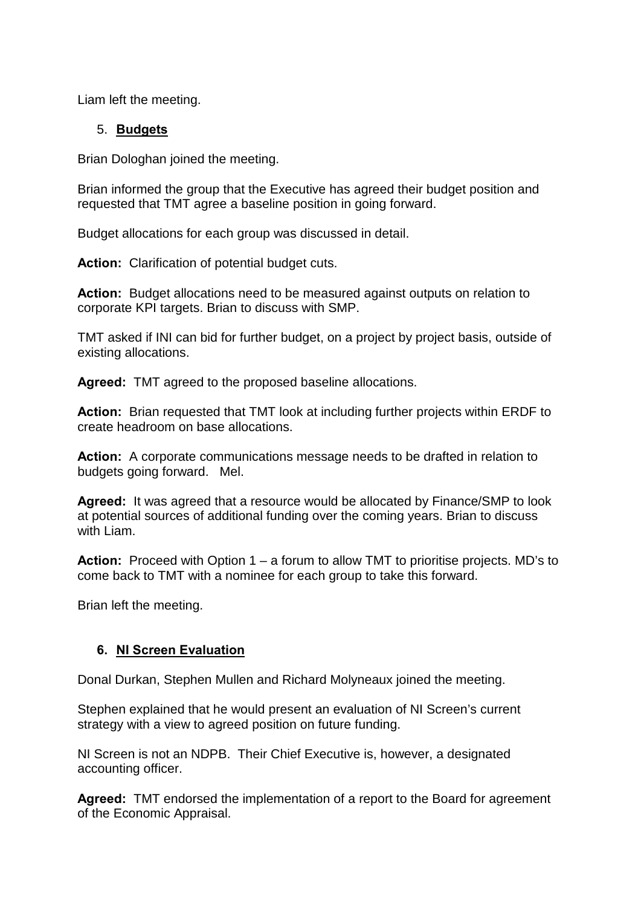Liam left the meeting.

5. **Budgets**

Brian Dologhan joined the meeting.

Brian informed the group that the Executive has agreed their budget position and requested that TMT agree a baseline position in going forward.

Budget allocations for each group was discussed in detail.

**Action:** Clarification of potential budget cuts.

**Action:** Budget allocations need to be measured against outputs on relation to corporate KPI targets. Brian to discuss with SMP.

TMT asked if INI can bid for further budget, on a project by project basis, outside of existing allocations.

**Agreed:** TMT agreed to the proposed baseline allocations.

**Action:** Brian requested that TMT look at including further projects within ERDF to create headroom on base allocations.

**Action:** A corporate communications message needs to be drafted in relation to budgets going forward. Mel.

**Agreed:** It was agreed that a resource would be allocated by Finance/SMP to look at potential sources of additional funding over the coming years. Brian to discuss with Liam.

**Action:** Proceed with Option 1 – a forum to allow TMT to prioritise projects. MD's to come back to TMT with a nominee for each group to take this forward.

Brian left the meeting.

6. **NI Screen Evaluation**

Donal Durkan, Stephen Mullen and Richard Molyneaux joined the meeting.

Stephen explained that he would present an evaluation of NI Screen's current strategy with a view to agreed position on future funding.

NI Screen is not an NDPB. Their Chief Executive is, however, a designated accounting officer.

**Agreed:** TMT endorsed the implementation of a report to the Board for agreement of the Economic Appraisal.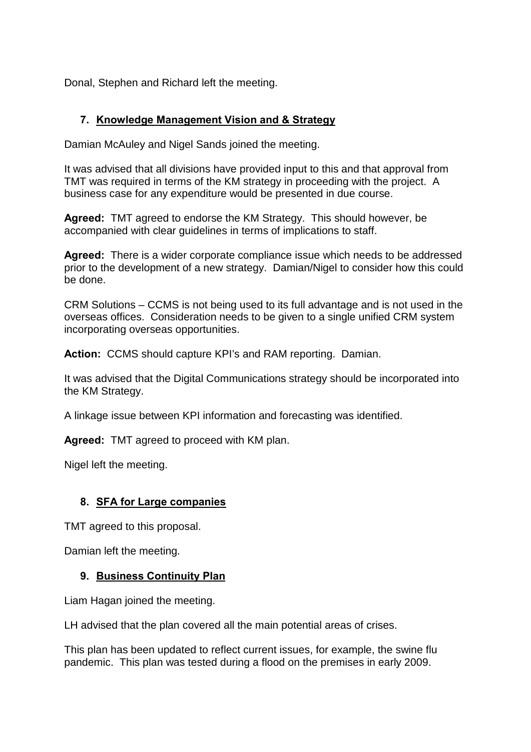Donal, Stephen and Richard left the meeting.

7. **Knowledge Management Vision and & Strategy**

Damian McAuley and Nigel Sands joined the meeting.

It was advised that all divisions have provided input to this and that approval from TMT was required in terms of the KM strategy in proceeding with the project. A business case for any expenditure would be presented in due course.

**Agreed:** TMT agreed to endorse the KM Strategy. This should however, be accompanied with clear guidelines in terms of implications to staff.

**Agreed:** There is a wider corporate compliance issue which needs to be addressed prior to the development of a new strategy. Damian/Nigel to consider how this could be done.

CRM Solutions – CCMS is not being used to its full advantage and is not used in the overseas offices. Consideration needs to be given to a single unified CRM system incorporating overseas opportunities.

**Action:** CCMS should capture KPI's and RAM reporting. Damian.

It was advised that the Digital Communications strategy should be incorporated into the KM Strategy.

A linkage issue between KPI information and forecasting was identified.

**Agreed:** TMT agreed to proceed with KM plan.

Nigel left the meeting.

8. **SFA for Large companies**

TMT agreed to this proposal.

Damian left the meeting.

9. **Business Continuity Plan**

Liam Hagan joined the meeting.

LH advised that the plan covered all the main potential areas of crises.

This plan has been updated to reflect current issues, for example, the swine flu pandemic. This plan was tested during a flood on the premises in early 2009.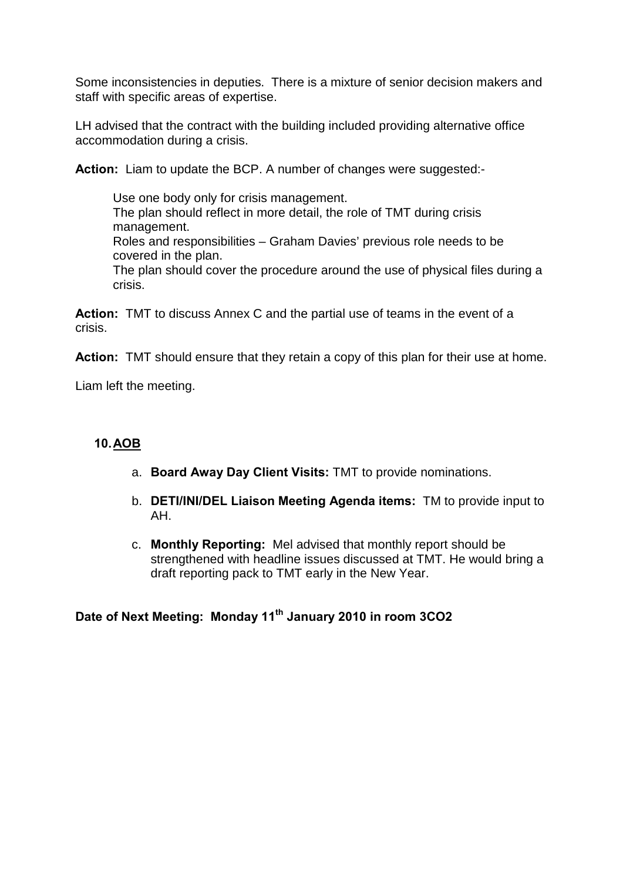Some inconsistencies in deputies. There is a mixture of senior decision makers and staff with specific areas of expertise.

LH advised that the contract with the building included providing alternative office accommodation during a crisis.

**Action:** Liam to update the BCP. A number of changes were suggested:-

> Use one body only for crisis management.
> The plan should reflect in more detail, the role of TMT during crisis management.
> Roles and responsibilities – Graham Davies' previous role needs to be covered in the plan.
> The plan should cover the procedure around the use of physical files during a crisis.

**Action:** TMT to discuss Annex C and the partial use of teams in the event of a crisis.

**Action:** TMT should ensure that they retain a copy of this plan for their use at home.

Liam left the meeting.

## 10. AOB

a. **Board Away Day Client Visits:** TMT to provide nominations.

b. **DETI/INI/DEL Liaison Meeting Agenda items:** TM to provide input to AH.

c. **Monthly Reporting:** Mel advised that monthly report should be strengthened with headline issues discussed at TMT. He would bring a draft reporting pack to TMT early in the New Year.

**Date of Next Meeting: Monday 11th January 2010 in room 3CO2**